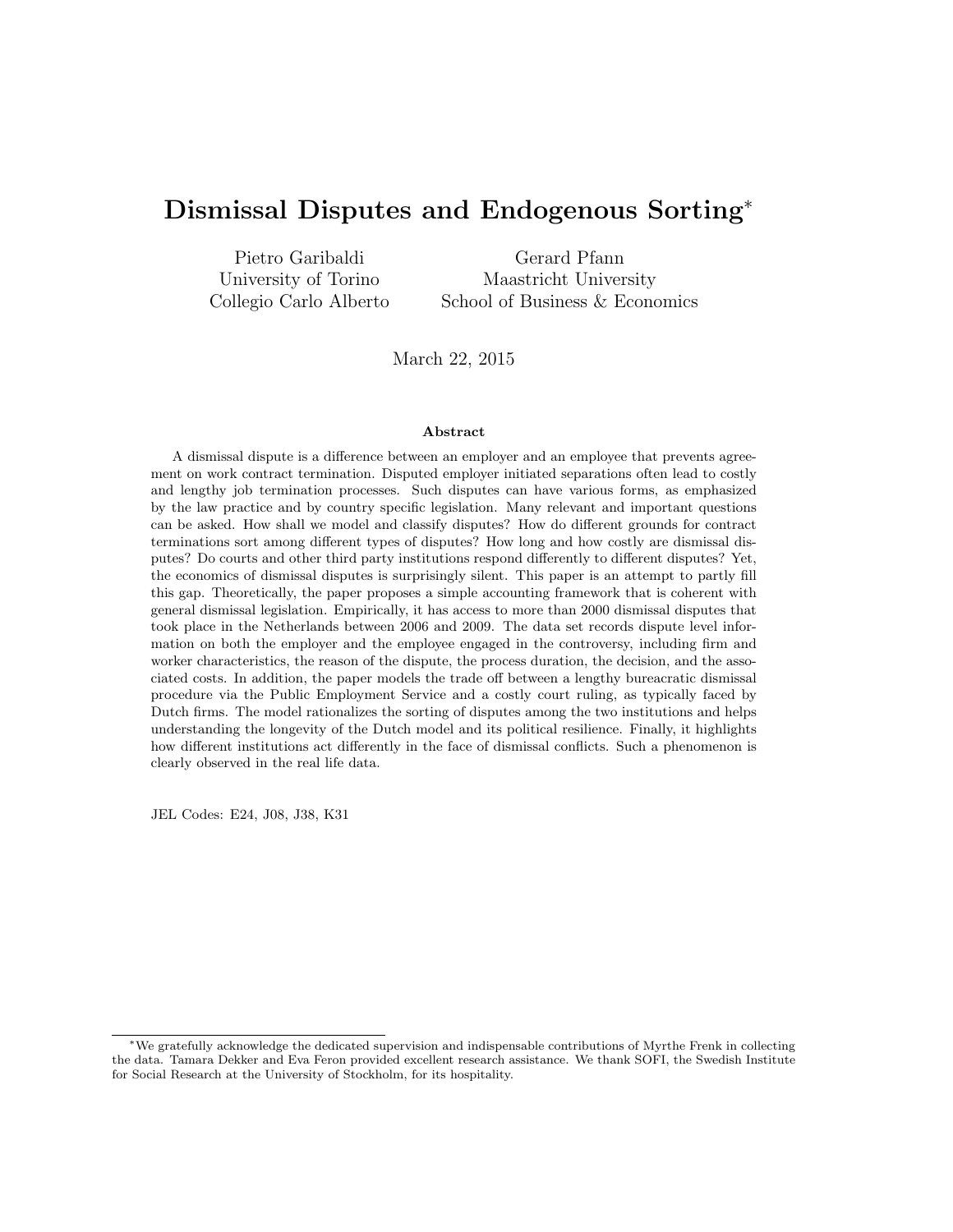# Dismissal Disputes and Endogenous Sorting[*]

Pietro Garibaldi
University of Torino
Collegio Carlo Alberto

Gerard Pfann
Maastricht University
School of Business & Economics

March 22, 2015

### Abstract

A dismissal dispute is a difference between an employer and an employee that prevents agreement on work contract termination. Disputed employer initiated separations often lead to costly and lengthy job termination processes. Such disputes can have various forms, as emphasized by the law practice and by country specific legislation. Many relevant and important questions can be asked. How shall we model and classify disputes? How do different grounds for contract terminations sort among different types of disputes? How long and how costly are dismissal disputes? Do courts and other third party institutions respond differently to different disputes? Yet, the economics of dismissal disputes is surprisingly silent. This paper is an attempt to partly fill this gap. Theoretically, the paper proposes a simple accounting framework that is coherent with general dismissal legislation. Empirically, it has access to more than 2000 dismissal disputes that took place in the Netherlands between 2006 and 2009. The data set records dispute level information on both the employer and the employee engaged in the controversy, including firm and worker characteristics, the reason of the dispute, the process duration, the decision, and the associated costs. In addition, the paper models the trade off between a lengthy bureacratic dismissal procedure via the Public Employment Service and a costly court ruling, as typically faced by Dutch firms. The model rationalizes the sorting of disputes among the two institutions and helps understanding the longevity of the Dutch model and its political resilience. Finally, it highlights how different institutions act differently in the face of dismissal conflicts. Such a phenomenon is clearly observed in the real life data.

JEL Codes: E24, J08, J38, K31

---

[*] We gratefully acknowledge the dedicated supervision and indispensable contributions of Myrthe Frenk in collecting the data. Tamara Dekker and Eva Feron provided excellent research assistance. We thank SOFI, the Swedish Institute for Social Research at the University of Stockholm, for its hospitality.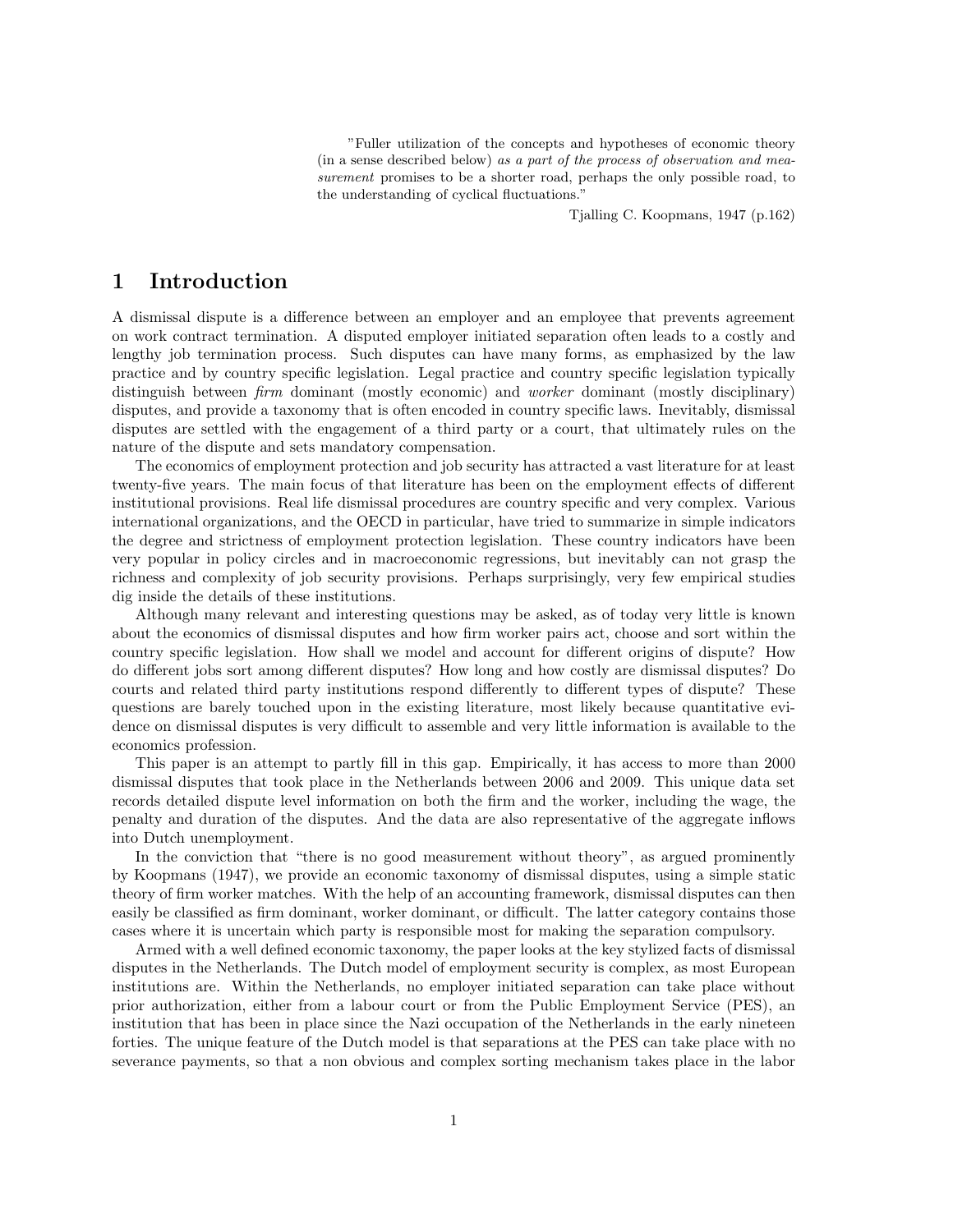"Fuller utilization of the concepts and hypotheses of economic theory (in a sense described below) *as a part of the process of observation and measurement* promises to be a shorter road, perhaps the only possible road, to the understanding of cyclical fluctuations."

Tjalling C. Koopmans, 1947 (p.162)

# 1 Introduction

A dismissal dispute is a difference between an employer and an employee that prevents agreement on work contract termination. A disputed employer initiated separation often leads to a costly and lengthy job termination process. Such disputes can have many forms, as emphasized by the law practice and by country specific legislation. Legal practice and country specific legislation typically distinguish between *firm* dominant (mostly economic) and *worker* dominant (mostly disciplinary) disputes, and provide a taxonomy that is often encoded in country specific laws. Inevitably, dismissal disputes are settled with the engagement of a third party or a court, that ultimately rules on the nature of the dispute and sets mandatory compensation.

The economics of employment protection and job security has attracted a vast literature for at least twenty-five years. The main focus of that literature has been on the employment effects of different institutional provisions. Real life dismissal procedures are country specific and very complex. Various international organizations, and the OECD in particular, have tried to summarize in simple indicators the degree and strictness of employment protection legislation. These country indicators have been very popular in policy circles and in macroeconomic regressions, but inevitably can not grasp the richness and complexity of job security provisions. Perhaps surprisingly, very few empirical studies dig inside the details of these institutions.

Although many relevant and interesting questions may be asked, as of today very little is known about the economics of dismissal disputes and how firm worker pairs act, choose and sort within the country specific legislation. How shall we model and account for different origins of dispute? How do different jobs sort among different disputes? How long and how costly are dismissal disputes? Do courts and related third party institutions respond differently to different types of dispute? These questions are barely touched upon in the existing literature, most likely because quantitative evidence on dismissal disputes is very difficult to assemble and very little information is available to the economics profession.

This paper is an attempt to partly fill in this gap. Empirically, it has access to more than 2000 dismissal disputes that took place in the Netherlands between 2006 and 2009. This unique data set records detailed dispute level information on both the firm and the worker, including the wage, the penalty and duration of the disputes. And the data are also representative of the aggregate inflows into Dutch unemployment.

In the conviction that "there is no good measurement without theory", as argued prominently by Koopmans (1947), we provide an economic taxonomy of dismissal disputes, using a simple static theory of firm worker matches. With the help of an accounting framework, dismissal disputes can then easily be classified as firm dominant, worker dominant, or difficult. The latter category contains those cases where it is uncertain which party is responsible most for making the separation compulsory.

Armed with a well defined economic taxonomy, the paper looks at the key stylized facts of dismissal disputes in the Netherlands. The Dutch model of employment security is complex, as most European institutions are. Within the Netherlands, no employer initiated separation can take place without prior authorization, either from a labour court or from the Public Employment Service (PES), an institution that has been in place since the Nazi occupation of the Netherlands in the early nineteen forties. The unique feature of the Dutch model is that separations at the PES can take place with no severance payments, so that a non obvious and complex sorting mechanism takes place in the labor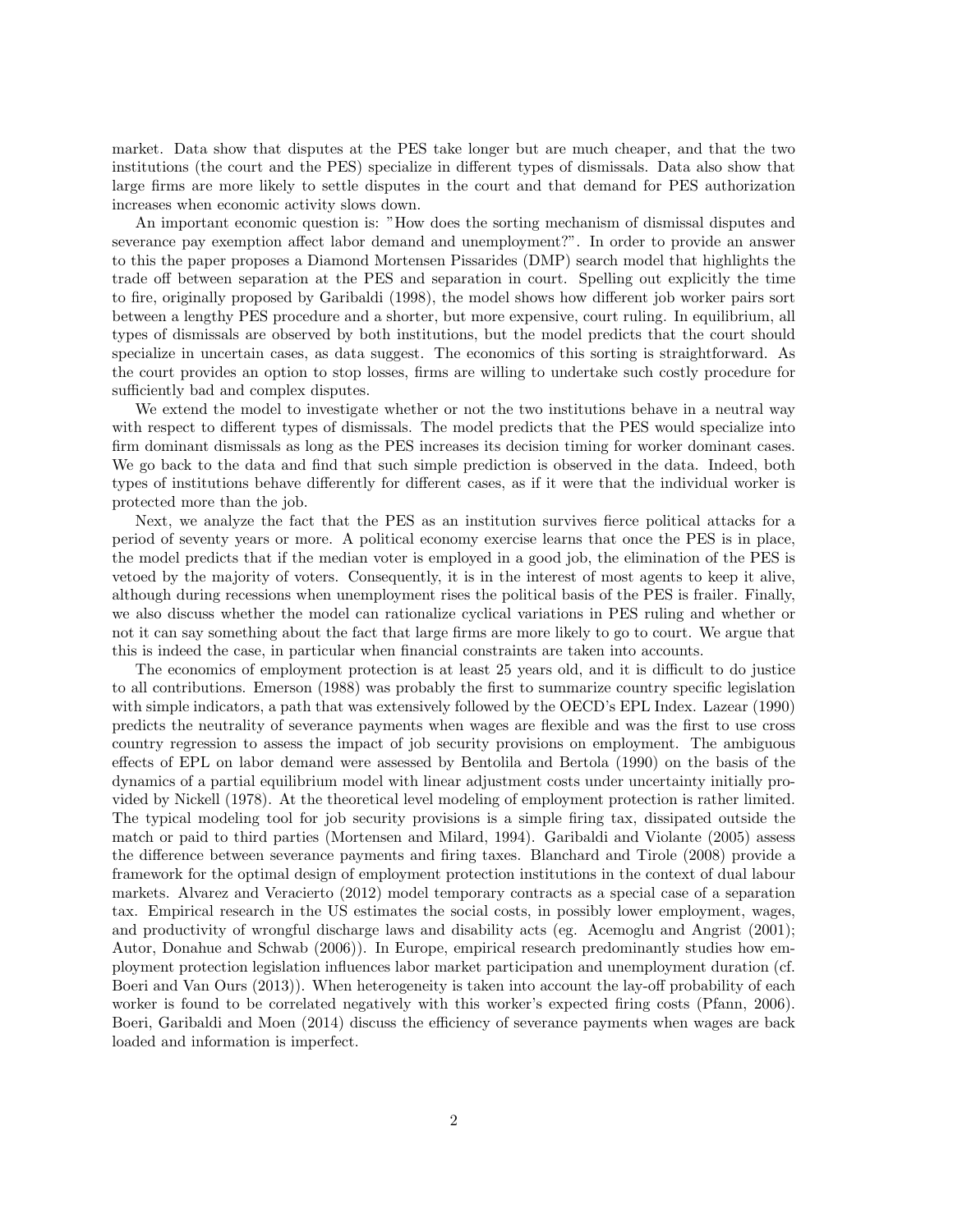market. Data show that disputes at the PES take longer but are much cheaper, and that the two institutions (the court and the PES) specialize in different types of dismissals. Data also show that large firms are more likely to settle disputes in the court and that demand for PES authorization increases when economic activity slows down.

An important economic question is: "How does the sorting mechanism of dismissal disputes and severance pay exemption affect labor demand and unemployment?". In order to provide an answer to this the paper proposes a Diamond Mortensen Pissarides (DMP) search model that highlights the trade off between separation at the PES and separation in court. Spelling out explicitly the time to fire, originally proposed by Garibaldi (1998), the model shows how different job worker pairs sort between a lengthy PES procedure and a shorter, but more expensive, court ruling. In equilibrium, all types of dismissals are observed by both institutions, but the model predicts that the court should specialize in uncertain cases, as data suggest. The economics of this sorting is straightforward. As the court provides an option to stop losses, firms are willing to undertake such costly procedure for sufficiently bad and complex disputes.

We extend the model to investigate whether or not the two institutions behave in a neutral way with respect to different types of dismissals. The model predicts that the PES would specialize into firm dominant dismissals as long as the PES increases its decision timing for worker dominant cases. We go back to the data and find that such simple prediction is observed in the data. Indeed, both types of institutions behave differently for different cases, as if it were that the individual worker is protected more than the job.

Next, we analyze the fact that the PES as an institution survives fierce political attacks for a period of seventy years or more. A political economy exercise learns that once the PES is in place, the model predicts that if the median voter is employed in a good job, the elimination of the PES is vetoed by the majority of voters. Consequently, it is in the interest of most agents to keep it alive, although during recessions when unemployment rises the political basis of the PES is frailer. Finally, we also discuss whether the model can rationalize cyclical variations in PES ruling and whether or not it can say something about the fact that large firms are more likely to go to court. We argue that this is indeed the case, in particular when financial constraints are taken into accounts.

The economics of employment protection is at least 25 years old, and it is difficult to do justice to all contributions. Emerson (1988) was probably the first to summarize country specific legislation with simple indicators, a path that was extensively followed by the OECD's EPL Index. Lazear (1990) predicts the neutrality of severance payments when wages are flexible and was the first to use cross country regression to assess the impact of job security provisions on employment. The ambiguous effects of EPL on labor demand were assessed by Bentolila and Bertola (1990) on the basis of the dynamics of a partial equilibrium model with linear adjustment costs under uncertainty initially provided by Nickell (1978). At the theoretical level modeling of employment protection is rather limited. The typical modeling tool for job security provisions is a simple firing tax, dissipated outside the match or paid to third parties (Mortensen and Milard, 1994). Garibaldi and Violante (2005) assess the difference between severance payments and firing taxes. Blanchard and Tirole (2008) provide a framework for the optimal design of employment protection institutions in the context of dual labour markets. Alvarez and Veracierto (2012) model temporary contracts as a special case of a separation tax. Empirical research in the US estimates the social costs, in possibly lower employment, wages, and productivity of wrongful discharge laws and disability acts (eg. Acemoglu and Angrist (2001); Autor, Donahue and Schwab (2006)). In Europe, empirical research predominantly studies how employment protection legislation influences labor market participation and unemployment duration (cf. Boeri and Van Ours (2013)). When heterogeneity is taken into account the lay-off probability of each worker is found to be correlated negatively with this worker's expected firing costs (Pfann, 2006). Boeri, Garibaldi and Moen (2014) discuss the efficiency of severance payments when wages are back loaded and information is imperfect.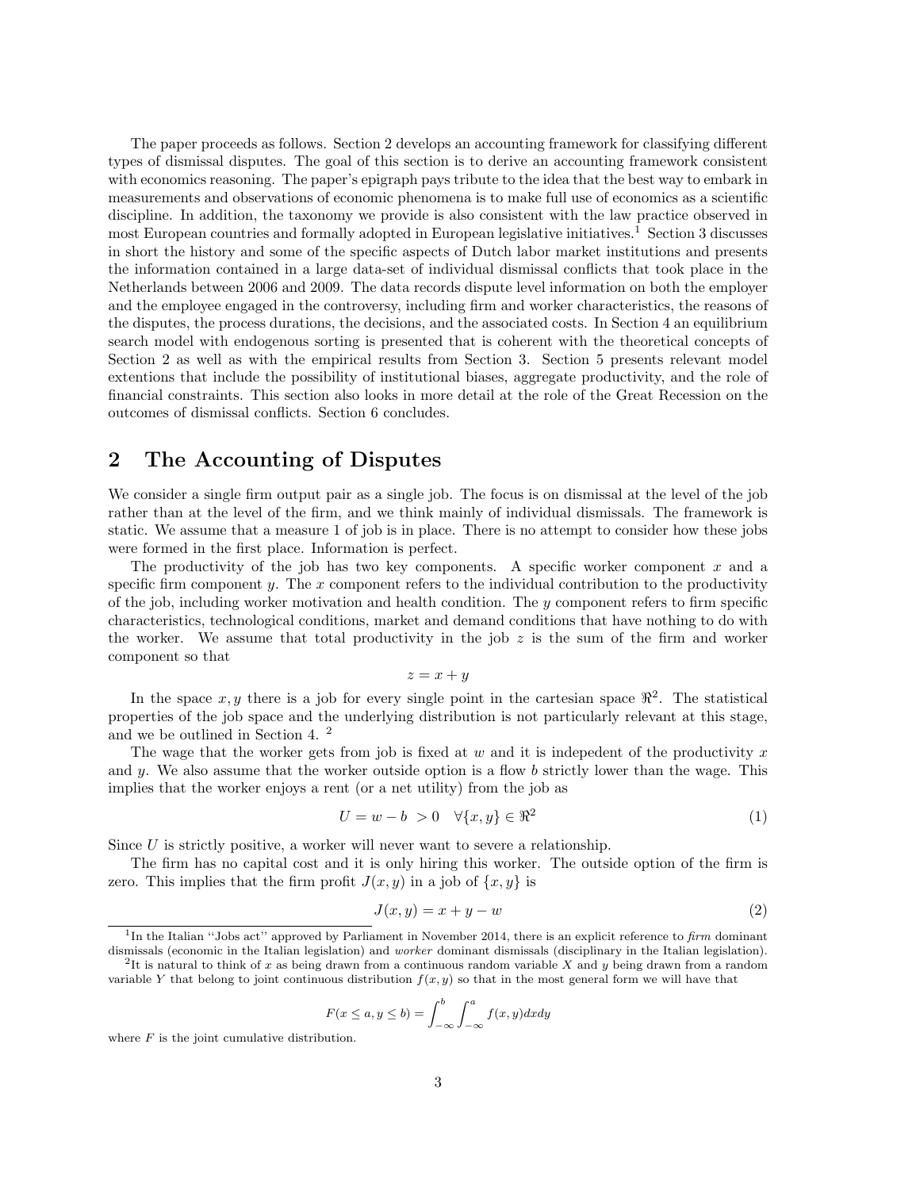The paper proceeds as follows. Section 2 develops an accounting framework for classifying different types of dismissal disputes. The goal of this section is to derive an accounting framework consistent with economics reasoning. The paper's epigraph pays tribute to the idea that the best way to embark in measurements and observations of economic phenomena is to make full use of economics as a scientific discipline. In addition, the taxonomy we provide is also consistent with the law practice observed in most European countries and formally adopted in European legislative initiatives.[1] Section 3 discusses in short the history and some of the specific aspects of Dutch labor market institutions and presents the information contained in a large data-set of individual dismissal conflicts that took place in the Netherlands between 2006 and 2009. The data records dispute level information on both the employer and the employee engaged in the controversy, including firm and worker characteristics, the reasons of the disputes, the process durations, the decisions, and the associated costs. In Section 4 an equilibrium search model with endogenous sorting is presented that is coherent with the theoretical concepts of Section 2 as well as with the empirical results from Section 3. Section 5 presents relevant model extentions that include the possibility of institutional biases, aggregate productivity, and the role of financial constraints. This section also looks in more detail at the role of the Great Recession on the outcomes of dismissal conflicts. Section 6 concludes.

## 2 The Accounting of Disputes

We consider a single firm output pair as a single job. The focus is on dismissal at the level of the job rather than at the level of the firm, and we think mainly of individual dismissals. The framework is static. We assume that a measure 1 of job is in place. There is no attempt to consider how these jobs were formed in the first place. Information is perfect.

The productivity of the job has two key components. A specific worker component $x$ and a specific firm component $y$. The $x$ component refers to the individual contribution to the productivity of the job, including worker motivation and health condition. The $y$ component refers to firm specific characteristics, technological conditions, market and demand conditions that have nothing to do with the worker. We assume that total productivity in the job $z$ is the sum of the firm and worker component so that

$$z = x + y$$

In the space $x, y$ there is a job for every single point in the cartesian space $\Re^2$. The statistical properties of the job space and the underlying distribution is not particularly relevant at this stage, and we be outlined in Section 4. [2]

The wage that the worker gets from job is fixed at $w$ and it is indepedent of the productivity $x$ and $y$. We also assume that the worker outside option is a flow $b$ strictly lower than the wage. This implies that the worker enjoys a rent (or a net utility) from the job as

$$U = w - b \;\; > 0 \quad \forall \{x, y\} \in \Re^2 \tag{1}$$

Since $U$ is strictly positive, a worker will never want to severe a relationship.

The firm has no capital cost and it is only hiring this worker. The outside option of the firm is zero. This implies that the firm profit $J(x, y)$ in a job of $\{x, y\}$ is

$$J(x, y) = x + y - w \tag{2}$$

[1] In the Italian "Jobs act" approved by Parliament in November 2014, there is an explicit reference to *firm* dominant dismissals (economic in the Italian legislation) and *worker* dominant dismissals (disciplinary in the Italian legislation).

[2] It is natural to think of $x$ as being drawn from a continuous random variable $X$ and $y$ being drawn from a random variable $Y$ that belong to joint continuous distribution $f(x, y)$ so that in the most general form we will have that

$$F(x \leq a, y \leq b) = \int_{-\infty}^{b} \int_{-\infty}^{a} f(x, y) dx dy$$

where $F$ is the joint cumulative distribution.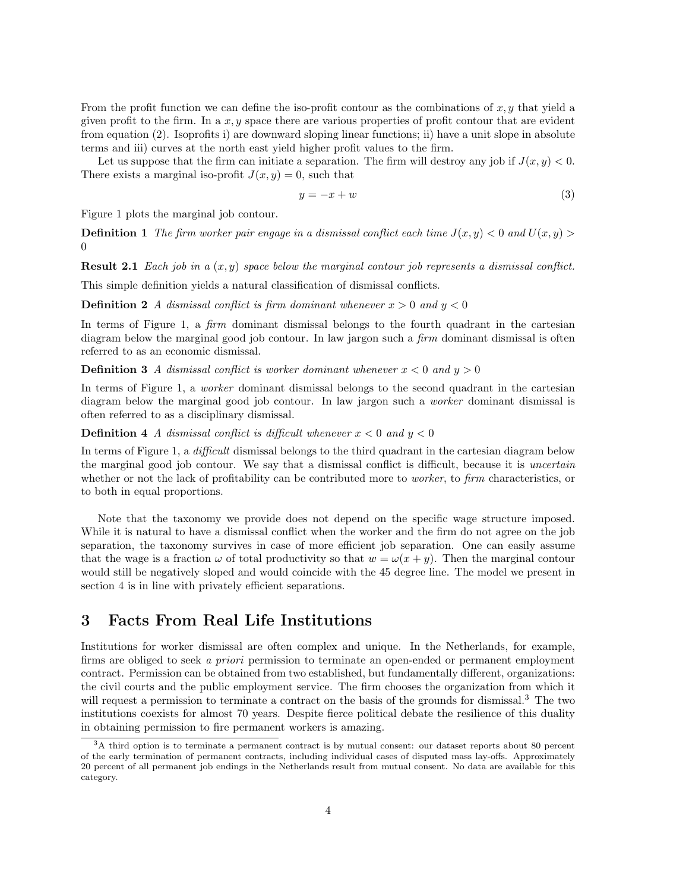From the profit function we can define the iso-profit contour as the combinations of $x, y$ that yield a given profit to the firm. In a $x, y$ space there are various properties of profit contour that are evident from equation (2). Isoprofits i) are downward sloping linear functions; ii) have a unit slope in absolute terms and iii) curves at the north east yield higher profit values to the firm.

Let us suppose that the firm can initiate a separation. The firm will destroy any job if $J(x, y) < 0$. There exists a marginal iso-profit $J(x, y) = 0$, such that

$$y = -x + w \tag{3}$$

Figure 1 plots the marginal job contour.

**Definition 1** *The firm worker pair engage in a dismissal conflict each time $J(x, y) < 0$ and $U(x, y) > 0$*

**Result 2.1** *Each job in a $(x, y)$ space below the marginal contour job represents a dismissal conflict.*

This simple definition yields a natural classification of dismissal conflicts.

**Definition 2** *A dismissal conflict is firm dominant whenever $x > 0$ and $y < 0$*

In terms of Figure 1, a *firm* dominant dismissal belongs to the fourth quadrant in the cartesian diagram below the marginal good job contour. In law jargon such a *firm* dominant dismissal is often referred to as an economic dismissal.

**Definition 3** *A dismissal conflict is worker dominant whenever $x < 0$ and $y > 0$*

In terms of Figure 1, a *worker* dominant dismissal belongs to the second quadrant in the cartesian diagram below the marginal good job contour. In law jargon such a *worker* dominant dismissal is often referred to as a disciplinary dismissal.

**Definition 4** *A dismissal conflict is difficult whenever $x < 0$ and $y < 0$*

In terms of Figure 1, a *difficult* dismissal belongs to the third quadrant in the cartesian diagram below the marginal good job contour. We say that a dismissal conflict is difficult, because it is *uncertain* whether or not the lack of profitability can be contributed more to *worker*, to *firm* characteristics, or to both in equal proportions.

Note that the taxonomy we provide does not depend on the specific wage structure imposed. While it is natural to have a dismissal conflict when the worker and the firm do not agree on the job separation, the taxonomy survives in case of more efficient job separation. One can easily assume that the wage is a fraction $\omega$ of total productivity so that $w = \omega(x + y)$. Then the marginal contour would still be negatively sloped and would coincide with the 45 degree line. The model we present in section 4 is in line with privately efficient separations.

## 3 Facts From Real Life Institutions

Institutions for worker dismissal are often complex and unique. In the Netherlands, for example, firms are obliged to seek *a priori* permission to terminate an open-ended or permanent employment contract. Permission can be obtained from two established, but fundamentally different, organizations: the civil courts and the public employment service. The firm chooses the organization from which it will request a permission to terminate a contract on the basis of the grounds for dismissal.[3] The two institutions coexists for almost 70 years. Despite fierce political debate the resilience of this duality in obtaining permission to fire permanent workers is amazing.

[3] A third option is to terminate a permanent contract is by mutual consent: our dataset reports about 80 percent of the early termination of permanent contracts, including individual cases of disputed mass lay-offs. Approximately 20 percent of all permanent job endings in the Netherlands result from mutual consent. No data are available for this category.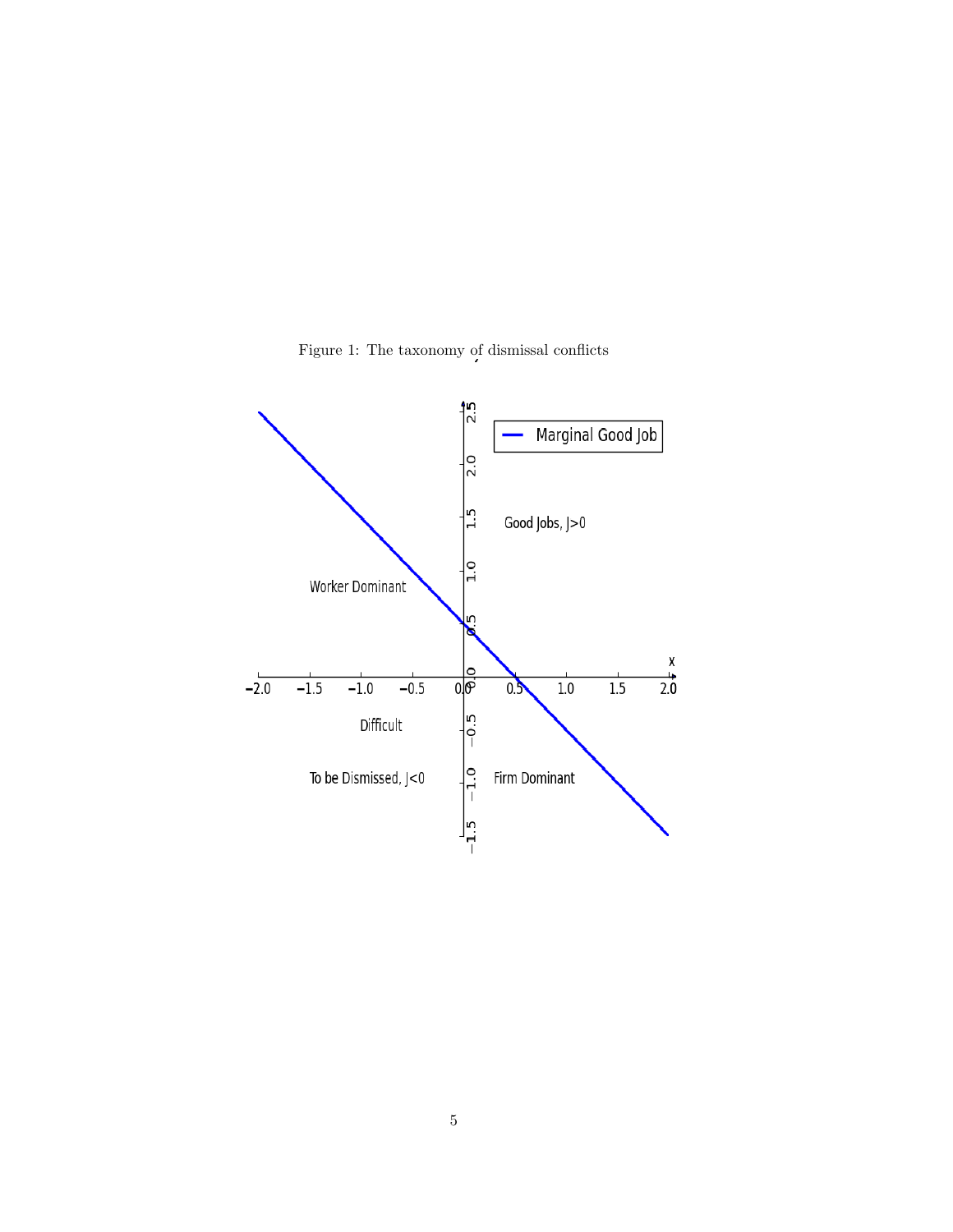Figure 1: The taxonomy of dismissal conflicts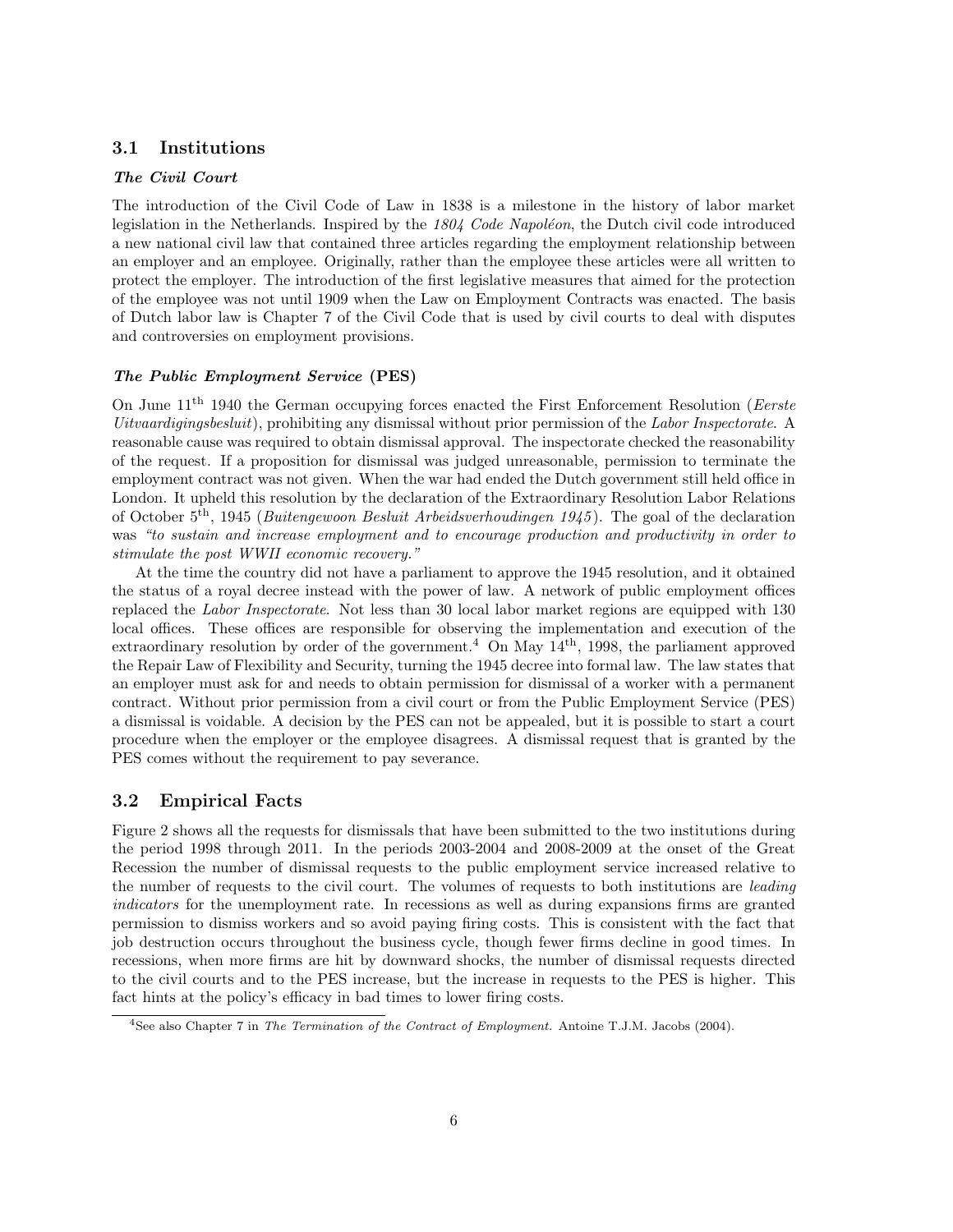## 3.1 Institutions

### *The Civil Court*

The introduction of the Civil Code of Law in 1838 is a milestone in the history of labor market legislation in the Netherlands. Inspired by the *1804 Code Napoléon*, the Dutch civil code introduced a new national civil law that contained three articles regarding the employment relationship between an employer and an employee. Originally, rather than the employee these articles were all written to protect the employer. The introduction of the first legislative measures that aimed for the protection of the employee was not until 1909 when the Law on Employment Contracts was enacted. The basis of Dutch labor law is Chapter 7 of the Civil Code that is used by civil courts to deal with disputes and controversies on employment provisions.

### *The Public Employment Service* (PES)

On June 11th 1940 the German occupying forces enacted the First Enforcement Resolution (*Eerste Uitvaardigingsbesluit*), prohibiting any dismissal without prior permission of the *Labor Inspectorate*. A reasonable cause was required to obtain dismissal approval. The inspectorate checked the reasonability of the request. If a proposition for dismissal was judged unreasonable, permission to terminate the employment contract was not given. When the war had ended the Dutch government still held office in London. It upheld this resolution by the declaration of the Extraordinary Resolution Labor Relations of October 5th, 1945 (*Buitengewoon Besluit Arbeidsverhoudingen 1945*). The goal of the declaration was *"to sustain and increase employment and to encourage production and productivity in order to stimulate the post WWII economic recovery."*

At the time the country did not have a parliament to approve the 1945 resolution, and it obtained the status of a royal decree instead with the power of law. A network of public employment offices replaced the *Labor Inspectorate*. Not less than 30 local labor market regions are equipped with 130 local offices. These offices are responsible for observing the implementation and execution of the extraordinary resolution by order of the government.[4] On May 14th, 1998, the parliament approved the Repair Law of Flexibility and Security, turning the 1945 decree into formal law. The law states that an employer must ask for and needs to obtain permission for dismissal of a worker with a permanent contract. Without prior permission from a civil court or from the Public Employment Service (PES) a dismissal is voidable. A decision by the PES can not be appealed, but it is possible to start a court procedure when the employer or the employee disagrees. A dismissal request that is granted by the PES comes without the requirement to pay severance.

## 3.2 Empirical Facts

Figure 2 shows all the requests for dismissals that have been submitted to the two institutions during the period 1998 through 2011. In the periods 2003-2004 and 2008-2009 at the onset of the Great Recession the number of dismissal requests to the public employment service increased relative to the number of requests to the civil court. The volumes of requests to both institutions are *leading indicators* for the unemployment rate. In recessions as well as during expansions firms are granted permission to dismiss workers and so avoid paying firing costs. This is consistent with the fact that job destruction occurs throughout the business cycle, though fewer firms decline in good times. In recessions, when more firms are hit by downward shocks, the number of dismissal requests directed to the civil courts and to the PES increase, but the increase in requests to the PES is higher. This fact hints at the policy's efficacy in bad times to lower firing costs.

[4] See also Chapter 7 in *The Termination of the Contract of Employment.* Antoine T.J.M. Jacobs (2004).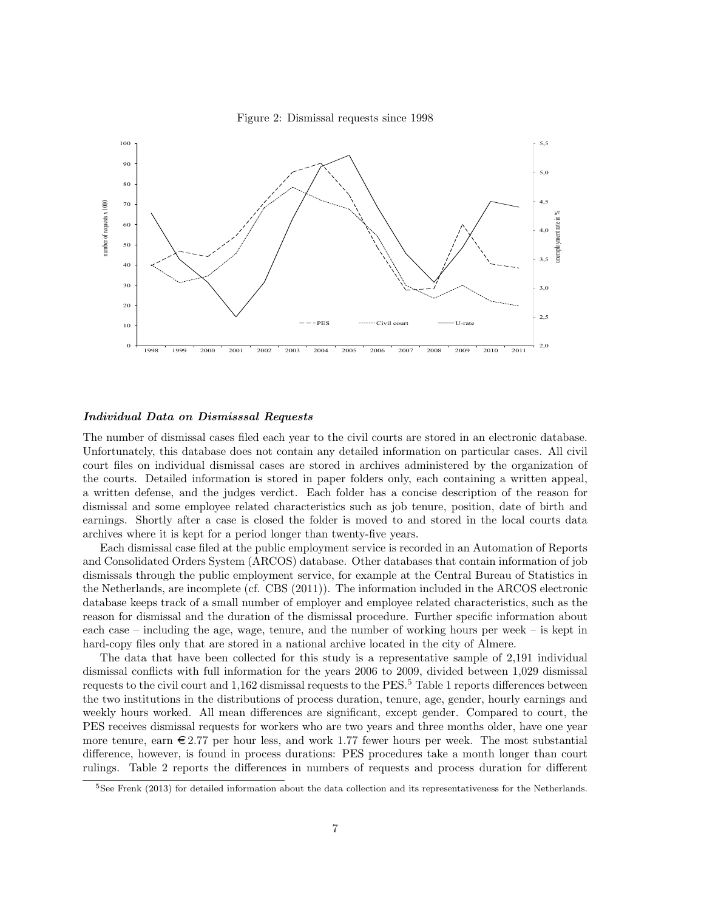Figure 2: Dismissal requests since 1998

## *Individual Data on Dismisssal Requests*

The number of dismissal cases filed each year to the civil courts are stored in an electronic database. Unfortunately, this database does not contain any detailed information on particular cases. All civil court files on individual dismissal cases are stored in archives administered by the organization of the courts. Detailed information is stored in paper folders only, each containing a written appeal, a written defense, and the judges verdict. Each folder has a concise description of the reason for dismissal and some employee related characteristics such as job tenure, position, date of birth and earnings. Shortly after a case is closed the folder is moved to and stored in the local courts data archives where it is kept for a period longer than twenty-five years.

Each dismissal case filed at the public employment service is recorded in an Automation of Reports and Consolidated Orders System (ARCOS) database. Other databases that contain information of job dismissals through the public employment service, for example at the Central Bureau of Statistics in the Netherlands, are incomplete (cf. CBS (2011)). The information included in the ARCOS electronic database keeps track of a small number of employer and employee related characteristics, such as the reason for dismissal and the duration of the dismissal procedure. Further specific information about each case – including the age, wage, tenure, and the number of working hours per week – is kept in hard-copy files only that are stored in a national archive located in the city of Almere.

The data that have been collected for this study is a representative sample of 2,191 individual dismissal conflicts with full information for the years 2006 to 2009, divided between 1,029 dismissal requests to the civil court and 1,162 dismissal requests to the PES.[5] Table 1 reports differences between the two institutions in the distributions of process duration, tenure, age, gender, hourly earnings and weekly hours worked. All mean differences are significant, except gender. Compared to court, the PES receives dismissal requests for workers who are two years and three months older, have one year more tenure, earn €2.77 per hour less, and work 1.77 fewer hours per week. The most substantial difference, however, is found in process durations: PES procedures take a month longer than court rulings. Table 2 reports the differences in numbers of requests and process duration for different

[5] See Frenk (2013) for detailed information about the data collection and its representativeness for the Netherlands.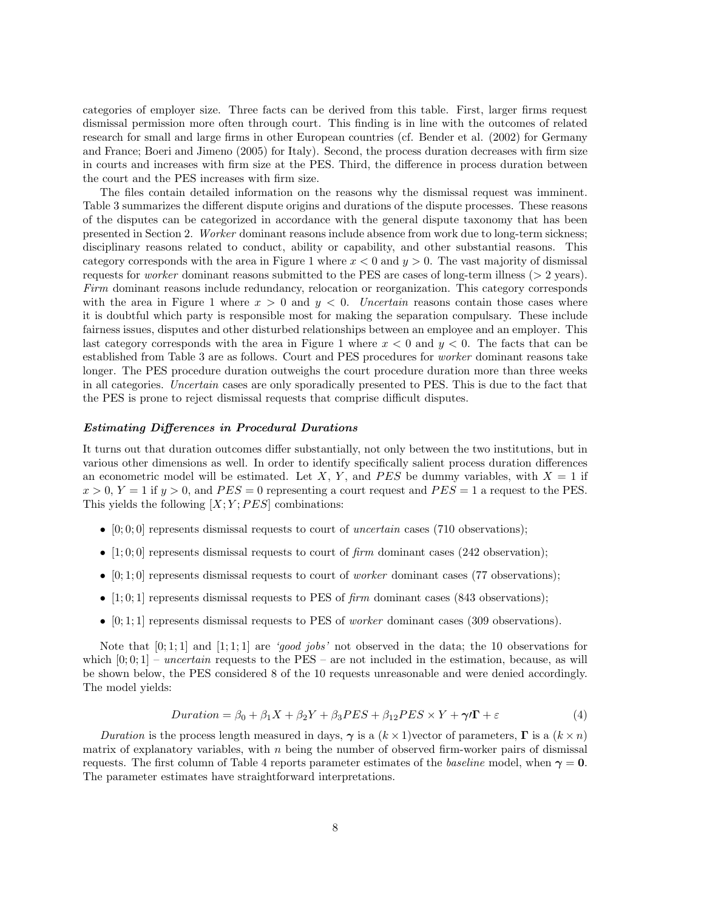categories of employer size. Three facts can be derived from this table. First, larger firms request dismissal permission more often through court. This finding is in line with the outcomes of related research for small and large firms in other European countries (cf. Bender et al. (2002) for Germany and France; Boeri and Jimeno (2005) for Italy). Second, the process duration decreases with firm size in courts and increases with firm size at the PES. Third, the difference in process duration between the court and the PES increases with firm size.

The files contain detailed information on the reasons why the dismissal request was imminent. Table 3 summarizes the different dispute origins and durations of the dispute processes. These reasons of the disputes can be categorized in accordance with the general dispute taxonomy that has been presented in Section 2. *Worker* dominant reasons include absence from work due to long-term sickness; disciplinary reasons related to conduct, ability or capability, and other substantial reasons. This category corresponds with the area in Figure 1 where $x < 0$ and $y > 0$. The vast majority of dismissal requests for *worker* dominant reasons submitted to the PES are cases of long-term illness (> 2 years). *Firm* dominant reasons include redundancy, relocation or reorganization. This category corresponds with the area in Figure 1 where $x > 0$ and $y < 0$. *Uncertain* reasons contain those cases where it is doubtful which party is responsible most for making the separation compulsary. These include fairness issues, disputes and other disturbed relationships between an employee and an employer. This last category corresponds with the area in Figure 1 where $x < 0$ and $y < 0$. The facts that can be established from Table 3 are as follows. Court and PES procedures for *worker* dominant reasons take longer. The PES procedure duration outweighs the court procedure duration more than three weeks in all categories. *Uncertain* cases are only sporadically presented to PES. This is due to the fact that the PES is prone to reject dismissal requests that comprise difficult disputes.

#### *Estimating Differences in Procedural Durations*

It turns out that duration outcomes differ substantially, not only between the two institutions, but in various other dimensions as well. In order to identify specifically salient process duration differences an econometric model will be estimated. Let $X$, $Y$, and $PES$ be dummy variables, with $X = 1$ if $x > 0$, $Y = 1$ if $y > 0$, and $PES = 0$ representing a court request and $PES = 1$ a request to the PES. This yields the following $[X; Y; PES]$ combinations:

- $[0; 0; 0]$ represents dismissal requests to court of *uncertain* cases (710 observations);
- $[1; 0; 0]$ represents dismissal requests to court of *firm* dominant cases (242 observation);
- $[0; 1; 0]$ represents dismissal requests to court of *worker* dominant cases (77 observations);
- $[1; 0; 1]$ represents dismissal requests to PES of *firm* dominant cases (843 observations);
- $[0; 1; 1]$ represents dismissal requests to PES of *worker* dominant cases (309 observations).

Note that $[0; 1; 1]$ and $[1; 1; 1]$ are *'good jobs'* not observed in the data; the 10 observations for which $[0; 0; 1]$ – *uncertain* requests to the PES – are not included in the estimation, because, as will be shown below, the PES considered 8 of the 10 requests unreasonable and were denied accordingly. The model yields:

$$Duration = \beta_0 + \beta_1 X + \beta_2 Y + \beta_3 PES + \beta_{12} PES \times Y + \boldsymbol{\gamma} \prime \boldsymbol{\Gamma} + \varepsilon \tag{4}$$

*Duration* is the process length measured in days, $\boldsymbol{\gamma}$ is a $(k \times 1)$vector of parameters, $\boldsymbol{\Gamma}$ is a $(k \times n)$ matrix of explanatory variables, with $n$ being the number of observed firm-worker pairs of dismissal requests. The first column of Table 4 reports parameter estimates of the *baseline* model, when $\boldsymbol{\gamma} = \mathbf{0}$. The parameter estimates have straightforward interpretations.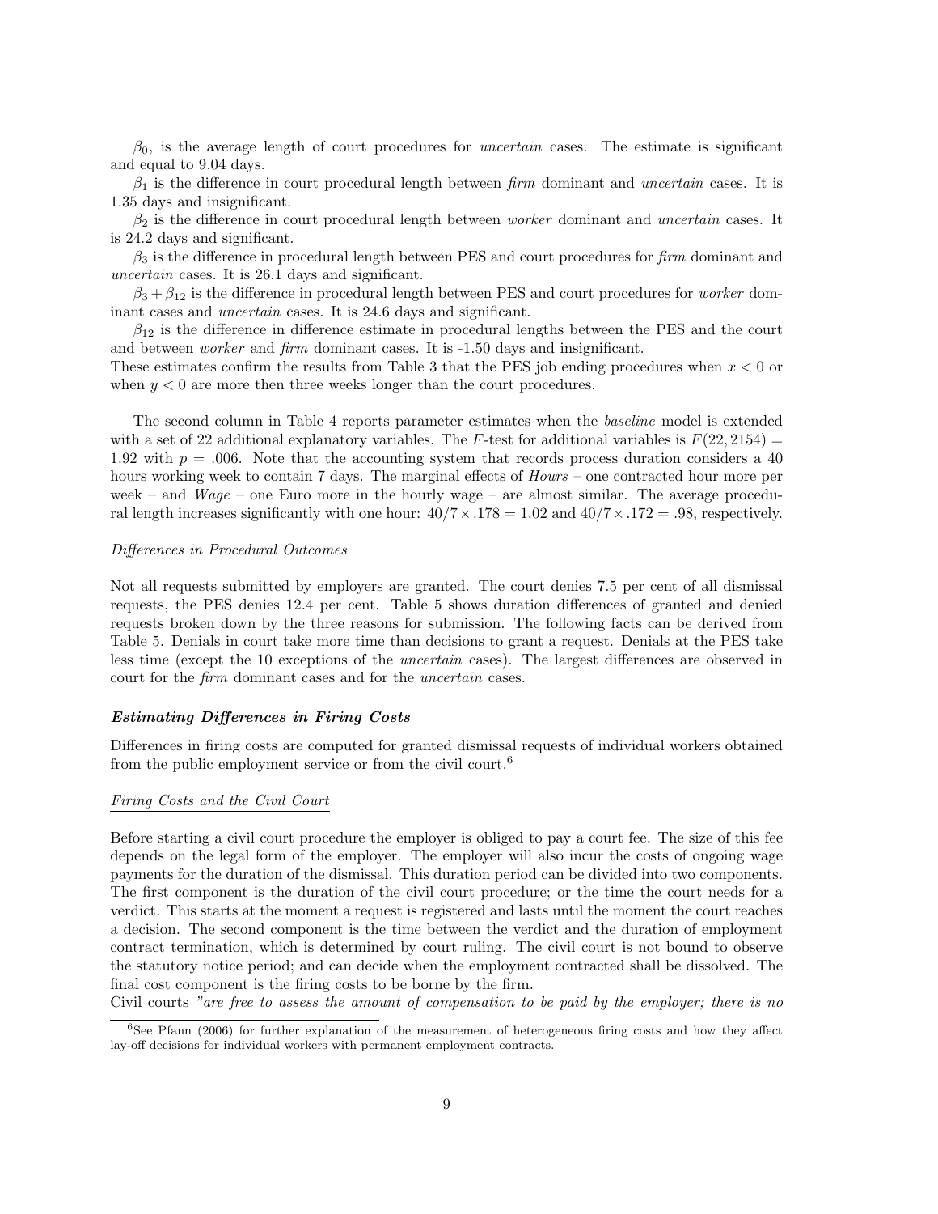$\beta_0$, is the average length of court procedures for *uncertain* cases. The estimate is significant and equal to 9.04 days.

$\beta_1$ is the difference in court procedural length between *firm* dominant and *uncertain* cases. It is 1.35 days and insignificant.

$\beta_2$ is the difference in court procedural length between *worker* dominant and *uncertain* cases. It is 24.2 days and significant.

$\beta_3$ is the difference in procedural length between PES and court procedures for *firm* dominant and *uncertain* cases. It is 26.1 days and significant.

$\beta_3 + \beta_{12}$ is the difference in procedural length between PES and court procedures for *worker* dominant cases and *uncertain* cases. It is 24.6 days and significant.

$\beta_{12}$ is the difference in difference estimate in procedural lengths between the PES and the court and between *worker* and *firm* dominant cases. It is -1.50 days and insignificant.

These estimates confirm the results from Table 3 that the PES job ending procedures when $x < 0$ or when $y < 0$ are more then three weeks longer than the court procedures.

The second column in Table 4 reports parameter estimates when the *baseline* model is extended with a set of 22 additional explanatory variables. The $F$-test for additional variables is $F(22, 2154) = 1.92$ with $p = .006$. Note that the accounting system that records process duration considers a 40 hours working week to contain 7 days. The marginal effects of *Hours* – one contracted hour more per week – and *Wage* – one Euro more in the hourly wage – are almost similar. The average procedural length increases significantly with one hour: $40/7 \times .178 = 1.02$ and $40/7 \times .172 = .98$, respectively.

*Differences in Procedural Outcomes*

Not all requests submitted by employers are granted. The court denies 7.5 per cent of all dismissal requests, the PES denies 12.4 per cent. Table 5 shows duration differences of granted and denied requests broken down by the three reasons for submission. The following facts can be derived from Table 5. Denials in court take more time than decisions to grant a request. Denials at the PES take less time (except the 10 exceptions of the *uncertain* cases). The largest differences are observed in court for the *firm* dominant cases and for the *uncertain* cases.

### *Estimating Differences in Firing Costs*

Differences in firing costs are computed for granted dismissal requests of individual workers obtained from the public employment service or from the civil court.[6]

*Firing Costs and the Civil Court*

Before starting a civil court procedure the employer is obliged to pay a court fee. The size of this fee depends on the legal form of the employer. The employer will also incur the costs of ongoing wage payments for the duration of the dismissal. This duration period can be divided into two components. The first component is the duration of the civil court procedure; or the time the court needs for a verdict. This starts at the moment a request is registered and lasts until the moment the court reaches a decision. The second component is the time between the verdict and the duration of employment contract termination, which is determined by court ruling. The civil court is not bound to observe the statutory notice period; and can decide when the employment contracted shall be dissolved. The final cost component is the firing costs to be borne by the firm.

Civil courts *"are free to assess the amount of compensation to be paid by the employer; there is no*

[6] See Pfann (2006) for further explanation of the measurement of heterogeneous firing costs and how they affect lay-off decisions for individual workers with permanent employment contracts.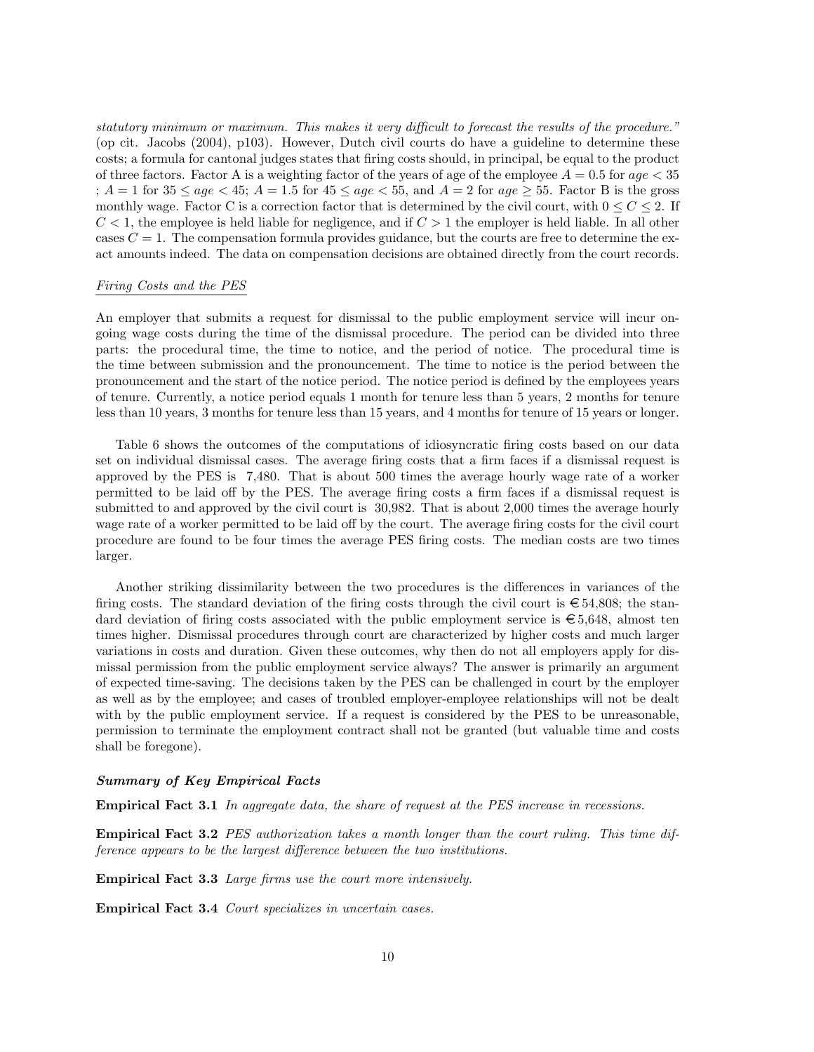*statutory minimum or maximum. This makes it very difficult to forecast the results of the procedure."* (op cit. Jacobs (2004), p103). However, Dutch civil courts do have a guideline to determine these costs; a formula for cantonal judges states that firing costs should, in principal, be equal to the product of three factors. Factor A is a weighting factor of the years of age of the employee $A = 0.5$ for $age < 35$ ; $A = 1$ for $35 \leq age < 45$; $A = 1.5$ for $45 \leq age < 55$, and $A = 2$ for $age \geq 55$. Factor B is the gross monthly wage. Factor C is a correction factor that is determined by the civil court, with $0 \leq C \leq 2$. If $C < 1$, the employee is held liable for negligence, and if $C > 1$ the employer is held liable. In all other cases $C = 1$. The compensation formula provides guidance, but the courts are free to determine the exact amounts indeed. The data on compensation decisions are obtained directly from the court records.

Firing Costs and the PES

An employer that submits a request for dismissal to the public employment service will incur ongoing wage costs during the time of the dismissal procedure. The period can be divided into three parts: the procedural time, the time to notice, and the period of notice. The procedural time is the time between submission and the pronouncement. The time to notice is the period between the pronouncement and the start of the notice period. The notice period is defined by the employees years of tenure. Currently, a notice period equals 1 month for tenure less than 5 years, 2 months for tenure less than 10 years, 3 months for tenure less than 15 years, and 4 months for tenure of 15 years or longer.

Table 6 shows the outcomes of the computations of idiosyncratic firing costs based on our data set on individual dismissal cases. The average firing costs that a firm faces if a dismissal request is approved by the PES is 7,480. That is about 500 times the average hourly wage rate of a worker permitted to be laid off by the PES. The average firing costs a firm faces if a dismissal request is submitted to and approved by the civil court is 30,982. That is about 2,000 times the average hourly wage rate of a worker permitted to be laid off by the court. The average firing costs for the civil court procedure are found to be four times the average PES firing costs. The median costs are two times larger.

Another striking dissimilarity between the two procedures is the differences in variances of the firing costs. The standard deviation of the firing costs through the civil court is €54,808; the standard deviation of firing costs associated with the public employment service is €5,648, almost ten times higher. Dismissal procedures through court are characterized by higher costs and much larger variations in costs and duration. Given these outcomes, why then do not all employers apply for dismissal permission from the public employment service always? The answer is primarily an argument of expected time-saving. The decisions taken by the PES can be challenged in court by the employer as well as by the employee; and cases of troubled employer-employee relationships will not be dealt with by the public employment service. If a request is considered by the PES to be unreasonable, permission to terminate the employment contract shall not be granted (but valuable time and costs shall be foregone).

***Summary of Key Empirical Facts***

**Empirical Fact 3.1** *In aggregate data, the share of request at the PES increase in recessions.*

**Empirical Fact 3.2** *PES authorization takes a month longer than the court ruling. This time difference appears to be the largest difference between the two institutions.*

**Empirical Fact 3.3** *Large firms use the court more intensively.*

**Empirical Fact 3.4** *Court specializes in uncertain cases.*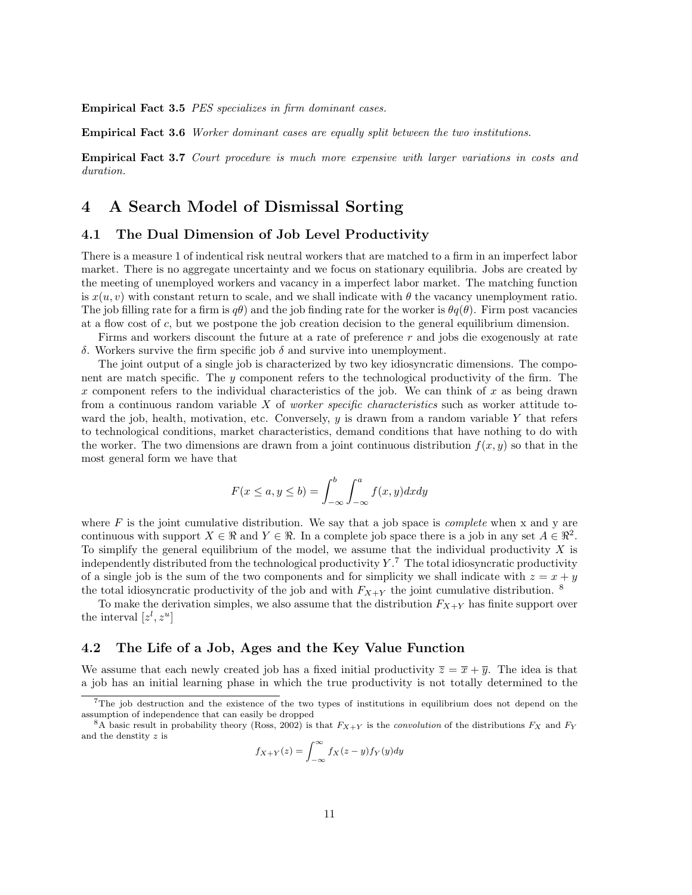**Empirical Fact 3.5** *PES specializes in firm dominant cases.*

**Empirical Fact 3.6** *Worker dominant cases are equally split between the two institutions.*

**Empirical Fact 3.7** *Court procedure is much more expensive with larger variations in costs and duration.*

# 4 A Search Model of Dismissal Sorting

## 4.1 The Dual Dimension of Job Level Productivity

There is a measure 1 of indentical risk neutral workers that are matched to a firm in an imperfect labor market. There is no aggregate uncertainty and we focus on stationary equilibria. Jobs are created by the meeting of unemployed workers and vacancy in a imperfect labor market. The matching function is $x(u, v)$ with constant return to scale, and we shall indicate with $\theta$ the vacancy unemployment ratio. The job filling rate for a firm is $q\theta)$ and the job finding rate for the worker is $\theta q(\theta)$. Firm post vacancies at a flow cost of $c$, but we postpone the job creation decision to the general equilibrium dimension.

Firms and workers discount the future at a rate of preference $r$ and jobs die exogenously at rate $\delta$. Workers survive the firm specific job $\delta$ and survive into unemployment.

The joint output of a single job is characterized by two key idiosyncratic dimensions. The component are match specific. The $y$ component refers to the technological productivity of the firm. The $x$ component refers to the individual characteristics of the job. We can think of $x$ as being drawn from a continuous random variable $X$ of *worker specific characteristics* such as worker attitude toward the job, health, motivation, etc. Conversely, $y$ is drawn from a random variable $Y$ that refers to technological conditions, market characteristics, demand conditions that have nothing to do with the worker. The two dimensions are drawn from a joint continuous distribution $f(x, y)$ so that in the most general form we have that

$$F(x \leq a, y \leq b) = \int_{-\infty}^{b} \int_{-\infty}^{a} f(x, y) dx dy$$

where $F$ is the joint cumulative distribution. We say that a job space is *complete* when x and y are continuous with support $X \in \Re$ and $Y \in \Re$. In a complete job space there is a job in any set $A \in \Re^2$. To simplify the general equilibrium of the model, we assume that the individual productivity $X$ is independently distributed from the technological productivity $Y$.[7] The total idiosyncratic productivity of a single job is the sum of the two components and for simplicity we shall indicate with $z = x + y$ the total idiosyncratic productivity of the job and with $F_{X+Y}$ the joint cumulative distribution. [8]

To make the derivation simples, we also assume that the distribution $F_{X+Y}$ has finite support over the interval $[z^l, z^u]$

## 4.2 The Life of a Job, Ages and the Key Value Function

We assume that each newly created job has a fixed initial productivity $\overline{z} = \overline{x} + \overline{y}$. The idea is that a job has an initial learning phase in which the true productivity is not totally determined to the

[7] The job destruction and the existence of the two types of institutions in equilibrium does not depend on the assumption of independence that can easily be dropped

[8] A basic result in probability theory (Ross, 2002) is that $F_{X+Y}$ is the *convolution* of the distributions $F_X$ and $F_Y$ and the denstity $z$ is

$$f_{X+Y}(z) = \int_{-\infty}^{\infty} f_X(z - y) f_Y(y) dy$$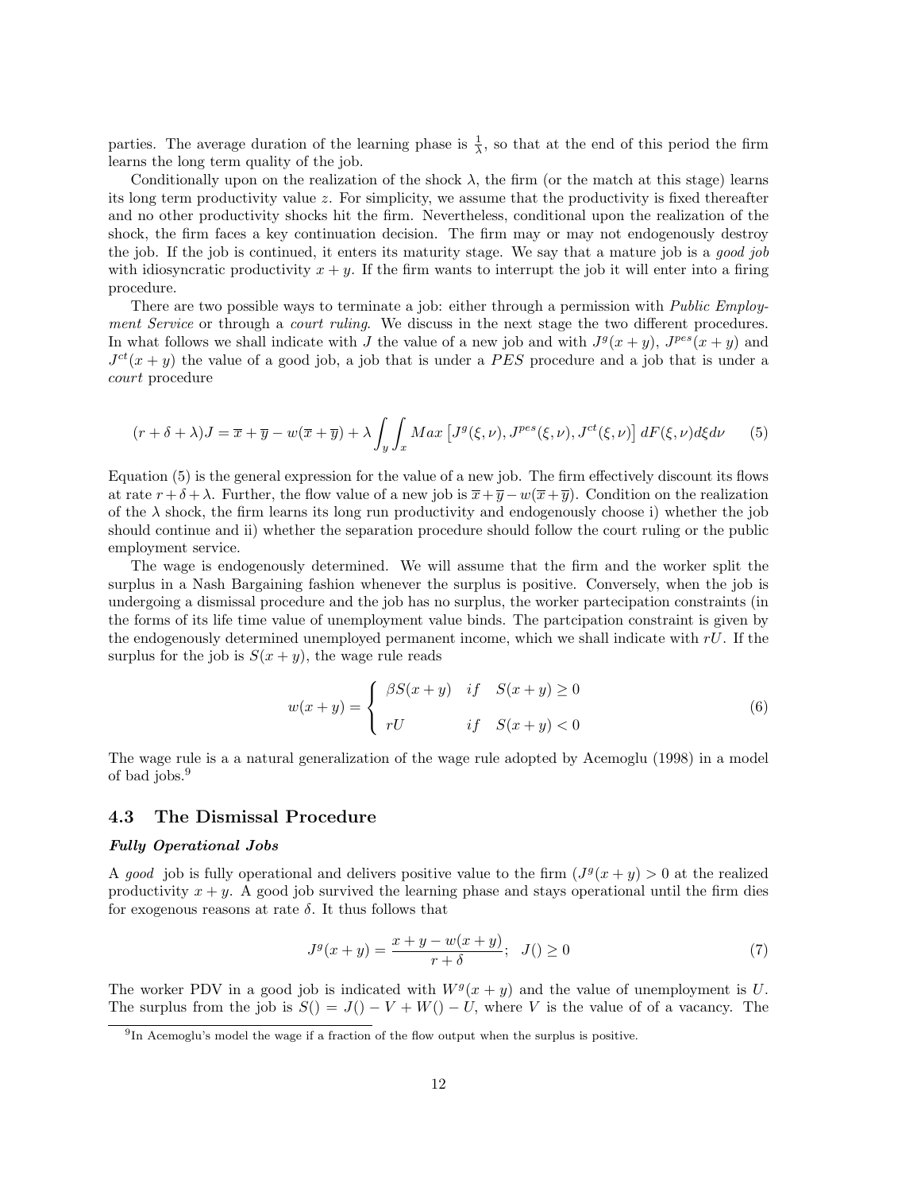parties. The average duration of the learning phase is $\frac{1}{\lambda}$, so that at the end of this period the firm learns the long term quality of the job.

Conditionally upon on the realization of the shock $\lambda$, the firm (or the match at this stage) learns its long term productivity value $z$. For simplicity, we assume that the productivity is fixed thereafter and no other productivity shocks hit the firm. Nevertheless, conditional upon the realization of the shock, the firm faces a key continuation decision. The firm may or may not endogenously destroy the job. If the job is continued, it enters its maturity stage. We say that a mature job is a *good job* with idiosyncratic productivity $x + y$. If the firm wants to interrupt the job it will enter into a firing procedure.

There are two possible ways to terminate a job: either through a permission with *Public Employment Service* or through a *court ruling*. We discuss in the next stage the two different procedures. In what follows we shall indicate with $J$ the value of a new job and with $J^g(x + y)$, $J^{pes}(x + y)$ and $J^{ct}(x + y)$ the value of a good job, a job that is under a $PES$ procedure and a job that is under a *court* procedure

$$(r + \delta + \lambda)J = \overline{x} + \overline{y} - w(\overline{x} + \overline{y}) + \lambda \int_y \int_x Max \left[J^g(\xi, \nu), J^{pes}(\xi, \nu), J^{ct}(\xi, \nu)\right] dF(\xi, \nu) d\xi d\nu \tag{5}$$

Equation (5) is the general expression for the value of a new job. The firm effectively discount its flows at rate $r + \delta + \lambda$. Further, the flow value of a new job is $\overline{x} + \overline{y} - w(\overline{x} + \overline{y})$. Condition on the realization of the $\lambda$ shock, the firm learns its long run productivity and endogenously choose i) whether the job should continue and ii) whether the separation procedure should follow the court ruling or the public employment service.

The wage is endogenously determined. We will assume that the firm and the worker split the surplus in a Nash Bargaining fashion whenever the surplus is positive. Conversely, when the job is undergoing a dismissal procedure and the job has no surplus, the worker partecipation constraints (in the forms of its life time value of unemployment value binds. The partcipation constraint is given by the endogenously determined unemployed permanent income, which we shall indicate with $rU$. If the surplus for the job is $S(x + y)$, the wage rule reads

$$w(x + y) = \begin{cases} \beta S(x + y) & if \quad S(x + y) \geq 0 \\ rU & if \quad S(x + y) < 0 \end{cases} \tag{6}$$

The wage rule is a a natural generalization of the wage rule adopted by Acemoglu (1998) in a model of bad jobs.[9]

## 4.3 The Dismissal Procedure

***Fully Operational Jobs***

A *good* job is fully operational and delivers positive value to the firm ($J^g(x + y) > 0$ at the realized productivity $x + y$. A good job survived the learning phase and stays operational until the firm dies for exogenous reasons at rate $\delta$. It thus follows that

$$J^g(x + y) = \frac{x + y - w(x + y)}{r + \delta}; \quad J() \geq 0 \tag{7}$$

The worker PDV in a good job is indicated with $W^g(x + y)$ and the value of unemployment is $U$. The surplus from the job is $S() = J() - V + W() - U$, where $V$ is the value of of a vacancy. The

[9] In Acemoglu's model the wage if a fraction of the flow output when the surplus is positive.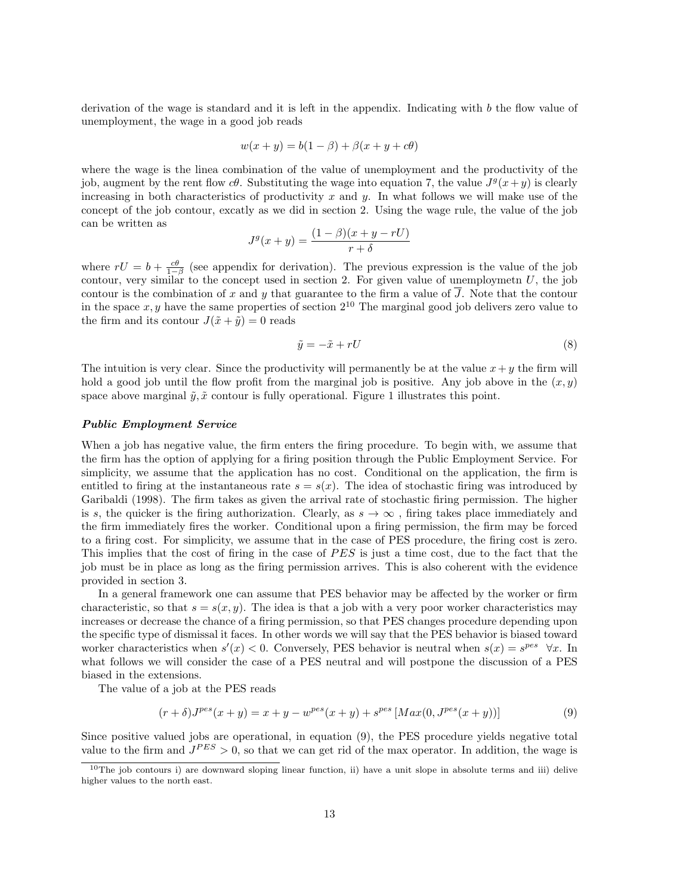derivation of the wage is standard and it is left in the appendix. Indicating with $b$ the flow value of unemployment, the wage in a good job reads

$$w(x+y) = b(1-\beta) + \beta(x+y+c\theta)$$

where the wage is the linea combination of the value of unemployment and the productivity of the job, augment by the rent flow $c\theta$. Substituting the wage into equation 7, the value $J^g(x+y)$ is clearly increasing in both characteristics of productivity $x$ and $y$. In what follows we will make use of the concept of the job contour, excatly as we did in section 2. Using the wage rule, the value of the job can be written as

$$J^g(x+y) = \frac{(1-\beta)(x+y-rU)}{r+\delta}$$

where $rU = b + \frac{c\theta}{1-\beta}$ (see appendix for derivation). The previous expression is the value of the job contour, very similar to the concept used in section 2. For given value of unemploymetn $U$, the job contour is the combination of $x$ and $y$ that guarantee to the firm a value of $\overline{J}$. Note that the contour in the space $x, y$ have the same properties of section 2[10] The marginal good job delivers zero value to the firm and its contour $J(\tilde{x} + \tilde{y}) = 0$ reads

$$\tilde{y} = -\tilde{x} + rU \tag{8}$$

The intuition is very clear. Since the productivity will permanently be at the value $x + y$ the firm will hold a good job until the flow profit from the marginal job is positive. Any job above in the $(x, y)$ space above marginal $\tilde{y}, \tilde{x}$ contour is fully operational. Figure 1 illustrates this point.

***Public Employment Service***

When a job has negative value, the firm enters the firing procedure. To begin with, we assume that the firm has the option of applying for a firing position through the Public Employment Service. For simplicity, we assume that the application has no cost. Conditional on the application, the firm is entitled to firing at the instantaneous rate $s = s(x)$. The idea of stochastic firing was introduced by Garibaldi (1998). The firm takes as given the arrival rate of stochastic firing permission. The higher is $s$, the quicker is the firing authorization. Clearly, as $s \to \infty$ , firing takes place immediately and the firm immediately fires the worker. Conditional upon a firing permission, the firm may be forced to a firing cost. For simplicity, we assume that in the case of PES procedure, the firing cost is zero. This implies that the cost of firing in the case of $PES$ is just a time cost, due to the fact that the job must be in place as long as the firing permission arrives. This is also coherent with the evidence provided in section 3.

In a general framework one can assume that PES behavior may be affected by the worker or firm characteristic, so that $s = s(x, y)$. The idea is that a job with a very poor worker characteristics may increases or decrease the chance of a firing permission, so that PES changes procedure depending upon the specific type of dismissal it faces. In other words we will say that the PES behavior is biased toward worker characteristics when $s'(x) < 0$. Conversely, PES behavior is neutral when $s(x) = s^{pes} \;\; \forall x$. In what follows we will consider the case of a PES neutral and will postpone the discussion of a PES biased in the extensions.

The value of a job at the PES reads

$$(r+\delta)J^{pes}(x+y) = x + y - w^{pes}(x+y) + s^{pes}\left[Max(0, J^{pes}(x+y))\right] \tag{9}$$

Since positive valued jobs are operational, in equation (9), the PES procedure yields negative total value to the firm and $J^{PES} > 0$, so that we can get rid of the max operator. In addition, the wage is

[10] The job contours i) are downward sloping linear function, ii) have a unit slope in absolute terms and iii) delive higher values to the north east.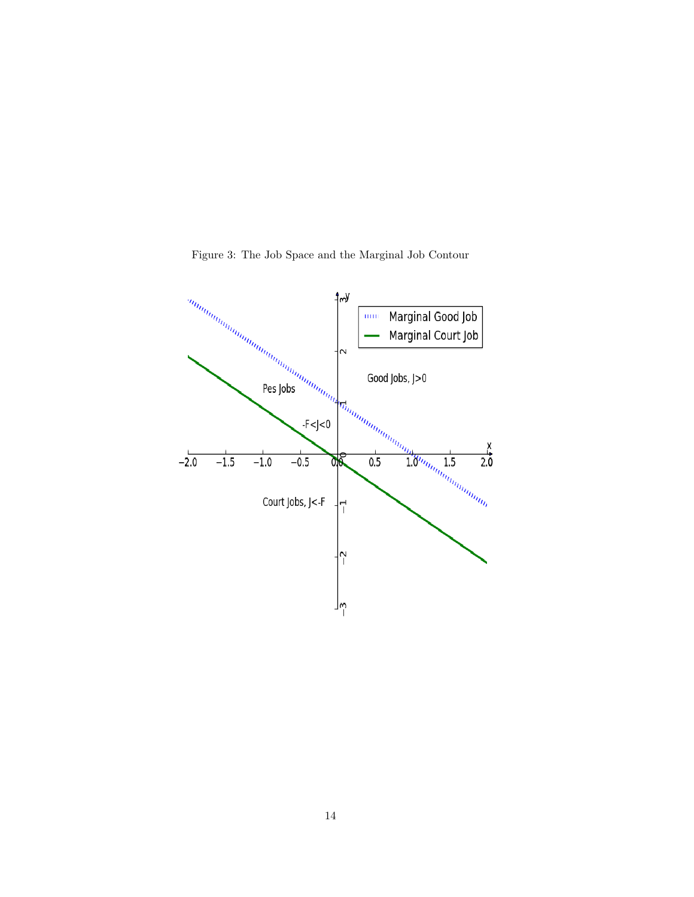Figure 3: The Job Space and the Marginal Job Contour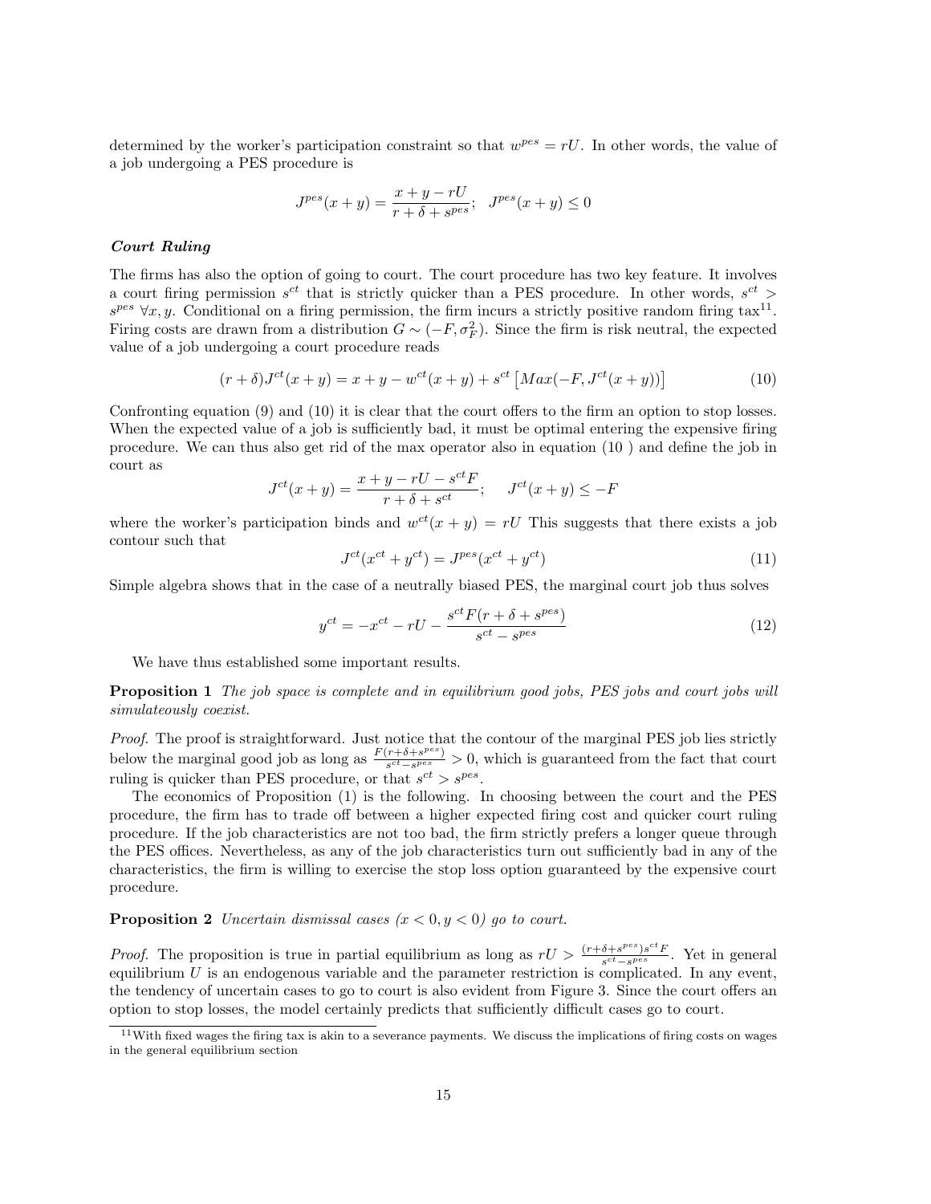determined by the worker's participation constraint so that $w^{pes} = rU$. In other words, the value of a job undergoing a PES procedure is

$$J^{pes}(x+y) = \frac{x+y-rU}{r+\delta+s^{pes}}; \quad J^{pes}(x+y) \leq 0$$

***Court Ruling***

The firms has also the option of going to court. The court procedure has two key feature. It involves a court firing permission $s^{ct}$ that is strictly quicker than a PES procedure. In other words, $s^{ct} > s^{pes}$ $\forall x, y$. Conditional on a firing permission, the firm incurs a strictly positive random firing tax[11]. Firing costs are drawn from a distribution $G \sim (-F, \sigma_F^2)$. Since the firm is risk neutral, the expected value of a job undergoing a court procedure reads

$$(r+\delta)J^{ct}(x+y) = x+y-w^{ct}(x+y) + s^{ct}\left[Max(-F, J^{ct}(x+y))\right] \tag{10}$$

Confronting equation (9) and (10) it is clear that the court offers to the firm an option to stop losses. When the expected value of a job is sufficiently bad, it must be optimal entering the expensive firing procedure. We can thus also get rid of the max operator also in equation (10 ) and define the job in court as

$$J^{ct}(x+y) = \frac{x+y-rU-s^{ct}F}{r+\delta+s^{ct}}; \quad J^{ct}(x+y) \leq -F$$

where the worker's participation binds and $w^{ct}(x+y) = rU$ This suggests that there exists a job contour such that

$$J^{ct}(x^{ct}+y^{ct}) = J^{pes}(x^{ct}+y^{ct}) \tag{11}$$

Simple algebra shows that in the case of a neutrally biased PES, the marginal court job thus solves

$$y^{ct} = -x^{ct} - rU - \frac{s^{ct}F(r+\delta+s^{pes})}{s^{ct}-s^{pes}} \tag{12}$$

We have thus established some important results.

**Proposition 1** *The job space is complete and in equilibrium good jobs, PES jobs and court jobs will simulateously coexist.*

*Proof.* The proof is straightforward. Just notice that the contour of the marginal PES job lies strictly below the marginal good job as long as $\frac{F(r+\delta+s^{pes})}{s^{ct}-s^{pes}} > 0$, which is guaranteed from the fact that court ruling is quicker than PES procedure, or that $s^{ct} > s^{pes}$.

The economics of Proposition (1) is the following. In choosing between the court and the PES procedure, the firm has to trade off between a higher expected firing cost and quicker court ruling procedure. If the job characteristics are not too bad, the firm strictly prefers a longer queue through the PES offices. Nevertheless, as any of the job characteristics turn out sufficiently bad in any of the characteristics, the firm is willing to exercise the stop loss option guaranteed by the expensive court procedure.

**Proposition 2** *Uncertain dismissal cases ($x < 0, y < 0$) go to court.*

*Proof.* The proposition is true in partial equilibrium as long as $rU > \frac{(r+\delta+s^{pes})s^{ct}F}{s^{ct}-s^{pes}}$. Yet in general equilibrium $U$ is an endogenous variable and the parameter restriction is complicated. In any event, the tendency of uncertain cases to go to court is also evident from Figure 3. Since the court offers an option to stop losses, the model certainly predicts that sufficiently difficult cases go to court.

[11] With fixed wages the firing tax is akin to a severance payments. We discuss the implications of firing costs on wages in the general equilibrium section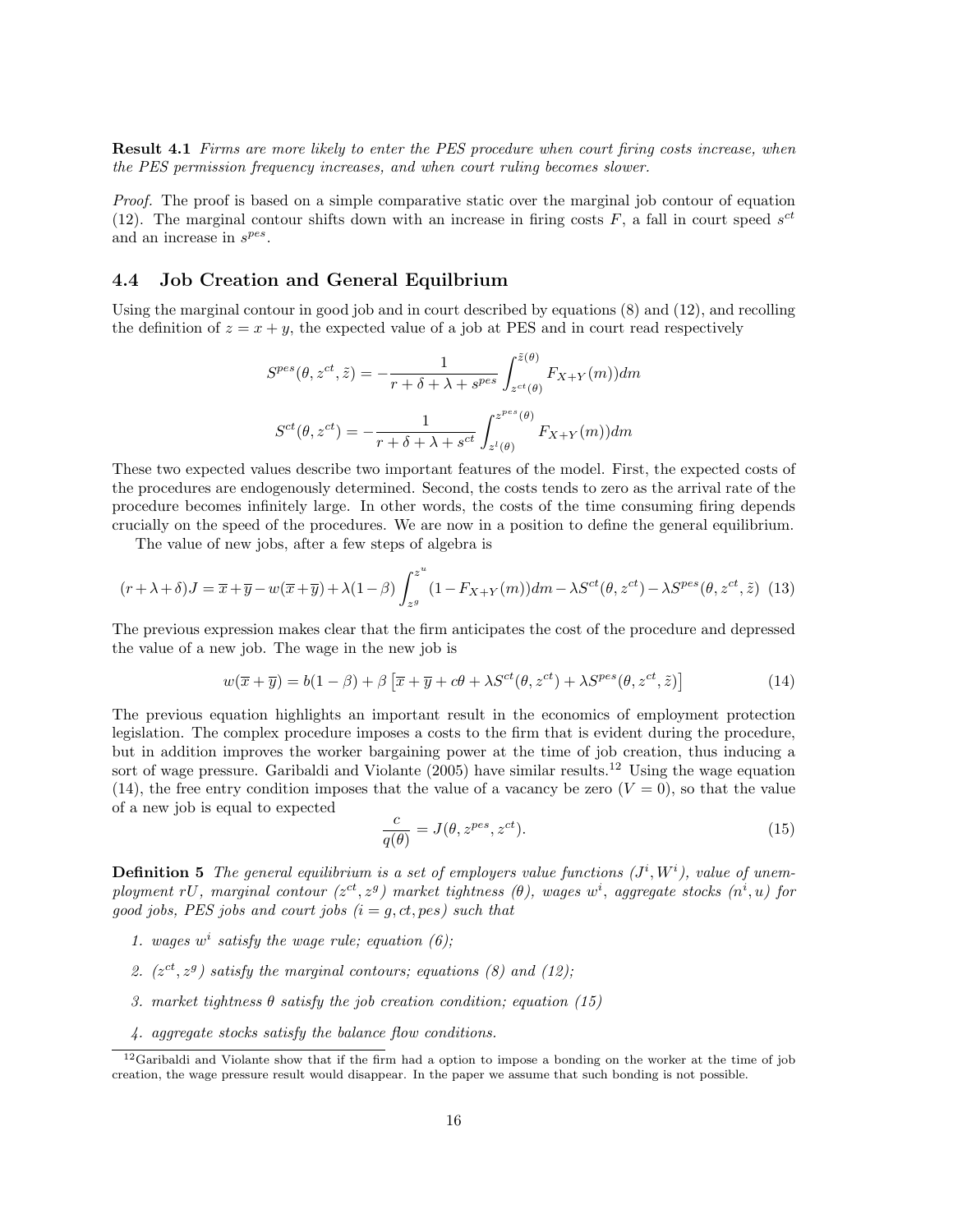**Result 4.1** *Firms are more likely to enter the PES procedure when court firing costs increase, when the PES permission frequency increases, and when court ruling becomes slower.*

*Proof.* The proof is based on a simple comparative static over the marginal job contour of equation (12). The marginal contour shifts down with an increase in firing costs $F$, a fall in court speed $s^{ct}$ and an increase in $s^{pes}$.

### 4.4 Job Creation and General Equilbrium

Using the marginal contour in good job and in court described by equations (8) and (12), and recolling the definition of $z = x + y$, the expected value of a job at PES and in court read respectively

$$S^{pes}(\theta, z^{ct}, \tilde{z}) = -\frac{1}{r + \delta + \lambda + s^{pes}} \int_{z^{ct}(\theta)}^{\tilde{z}(\theta)} F_{X+Y}(m))dm$$

$$S^{ct}(\theta, z^{ct}) = -\frac{1}{r + \delta + \lambda + s^{ct}} \int_{z^{l}(\theta)}^{z^{pes}(\theta)} F_{X+Y}(m))dm$$

These two expected values describe two important features of the model. First, the expected costs of the procedures are endogenously determined. Second, the costs tends to zero as the arrival rate of the procedure becomes infinitely large. In other words, the costs of the time consuming firing depends crucially on the speed of the procedures. We are now in a position to define the general equilibrium.

The value of new jobs, after a few steps of algebra is

$$(r+\lambda+\delta)J = \overline{x}+\overline{y} - w(\overline{x}+\overline{y}) + \lambda(1-\beta)\int_{z^{g}}^{z^{u}} (1 - F_{X+Y}(m))dm - \lambda S^{ct}(\theta, z^{ct}) - \lambda S^{pes}(\theta, z^{ct}, \tilde{z}) \quad (13)$$

The previous expression makes clear that the firm anticipates the cost of the procedure and depressed the value of a new job. The wage in the new job is

$$w(\overline{x}+\overline{y}) = b(1-\beta) + \beta\left[\overline{x}+\overline{y} + c\theta + \lambda S^{ct}(\theta, z^{ct}) + \lambda S^{pes}(\theta, z^{ct}, \tilde{z})\right] \quad (14)$$

The previous equation highlights an important result in the economics of employment protection legislation. The complex procedure imposes a costs to the firm that is evident during the procedure, but in addition improves the worker bargaining power at the time of job creation, thus inducing a sort of wage pressure. Garibaldi and Violante (2005) have similar results.[12] Using the wage equation (14), the free entry condition imposes that the value of a vacancy be zero ($V = 0$), so that the value of a new job is equal to expected

$$\frac{c}{q(\theta)} = J(\theta, z^{pes}, z^{ct}). \quad (15)$$

**Definition 5** *The general equilibrium is a set of employers value functions ($J^i, W^i$), value of unemployment $rU$, marginal contour ($z^{ct}, z^g$) market tightness ($\theta$), wages $w^i$, aggregate stocks ($n^i, u$) for good jobs, PES jobs and court jobs ($i = g, ct, pes$) such that*

1. *wages $w^i$ satisfy the wage rule; equation (6);*
2. *($z^{ct}, z^g$) satisfy the marginal contours; equations (8) and (12);*
3. *market tightness $\theta$ satisfy the job creation condition; equation (15)*
4. *aggregate stocks satisfy the balance flow conditions.*

[12] Garibaldi and Violante show that if the firm had a option to impose a bonding on the worker at the time of job creation, the wage pressure result would disappear. In the paper we assume that such bonding is not possible.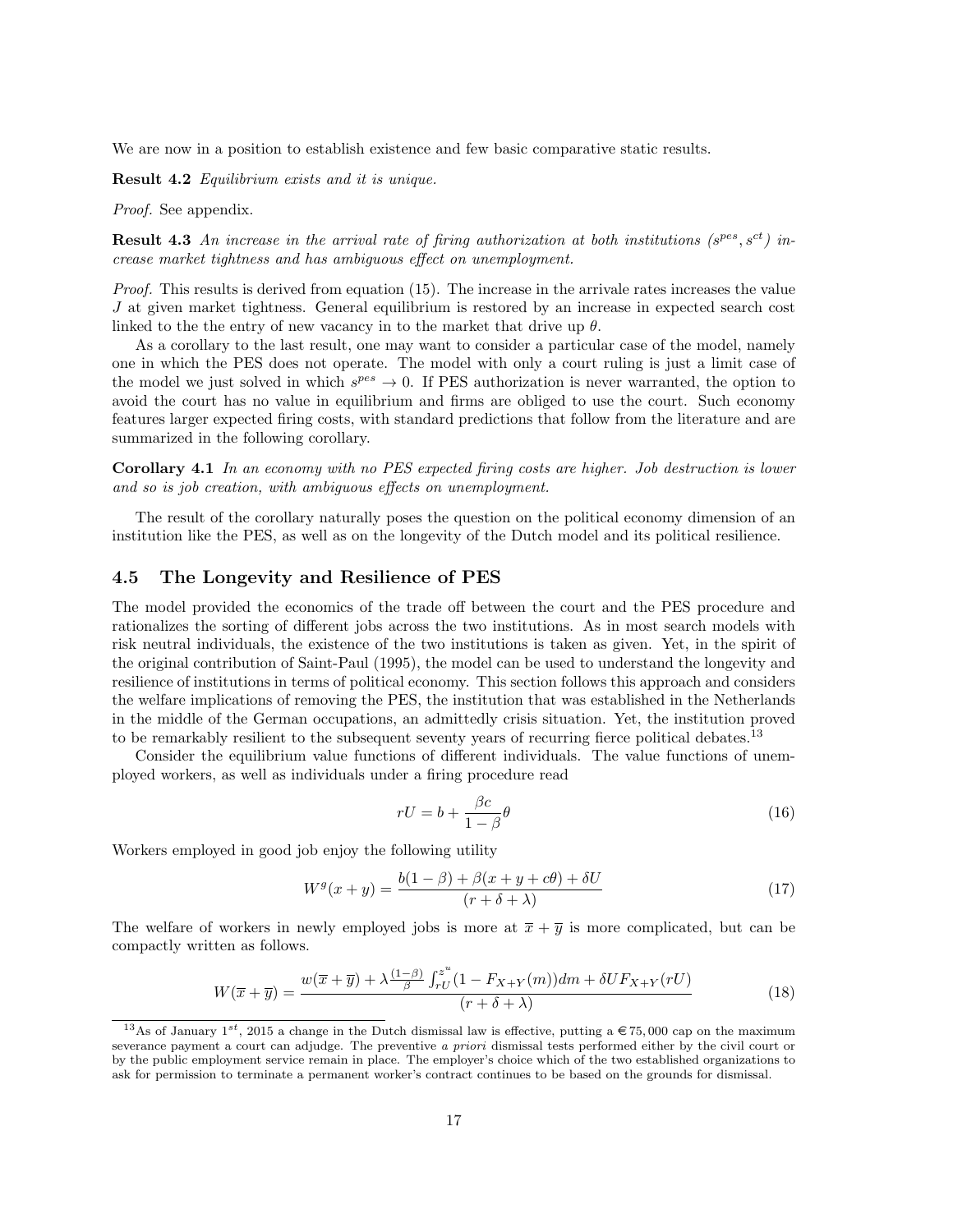We are now in a position to establish existence and few basic comparative static results.

**Result 4.2** *Equilibrium exists and it is unique.*

*Proof.* See appendix.

**Result 4.3** *An increase in the arrival rate of firing authorization at both institutions ($s^{pes}, s^{ct}$) increase market tightness and has ambiguous effect on unemployment.*

*Proof.* This results is derived from equation (15). The increase in the arrivale rates increases the value $J$ at given market tightness. General equilibrium is restored by an increase in expected search cost linked to the the entry of new vacancy in to the market that drive up $\theta$.

As a corollary to the last result, one may want to consider a particular case of the model, namely one in which the PES does not operate. The model with only a court ruling is just a limit case of the model we just solved in which $s^{pes} \to 0$. If PES authorization is never warranted, the option to avoid the court has no value in equilibrium and firms are obliged to use the court. Such economy features larger expected firing costs, with standard predictions that follow from the literature and are summarized in the following corollary.

**Corollary 4.1** *In an economy with no PES expected firing costs are higher. Job destruction is lower and so is job creation, with ambiguous effects on unemployment.*

The result of the corollary naturally poses the question on the political economy dimension of an institution like the PES, as well as on the longevity of the Dutch model and its political resilience.

## 4.5 The Longevity and Resilience of PES

The model provided the economics of the trade off between the court and the PES procedure and rationalizes the sorting of different jobs across the two institutions. As in most search models with risk neutral individuals, the existence of the two institutions is taken as given. Yet, in the spirit of the original contribution of Saint-Paul (1995), the model can be used to understand the longevity and resilience of institutions in terms of political economy. This section follows this approach and considers the welfare implications of removing the PES, the institution that was established in the Netherlands in the middle of the German occupations, an admittedly crisis situation. Yet, the institution proved to be remarkably resilient to the subsequent seventy years of recurring fierce political debates.[13]

Consider the equilibrium value functions of different individuals. The value functions of unemployed workers, as well as individuals under a firing procedure read

$$rU = b + \frac{\beta c}{1-\beta}\theta \tag{16}$$

Workers employed in good job enjoy the following utility

$$W^g(x+y) = \frac{b(1-\beta) + \beta(x+y+c\theta) + \delta U}{(r+\delta+\lambda)} \tag{17}$$

The welfare of workers in newly employed jobs is more at $\overline{x}+\overline{y}$ is more complicated, but can be compactly written as follows.

$$W(\overline{x}+\overline{y}) = \frac{w(\overline{x}+\overline{y}) + \lambda\frac{(1-\beta)}{\beta}\int_{rU}^{z^u}(1-F_{X+Y}(m))dm + \delta U F_{X+Y}(rU)}{(r+\delta+\lambda)} \tag{18}$$

[13] As of January $1^{st}$, 2015 a change in the Dutch dismissal law is effective, putting a €75,000 cap on the maximum severance payment a court can adjudge. The preventive *a priori* dismissal tests performed either by the civil court or by the public employment service remain in place. The employer's choice which of the two established organizations to ask for permission to terminate a permanent worker's contract continues to be based on the grounds for dismissal.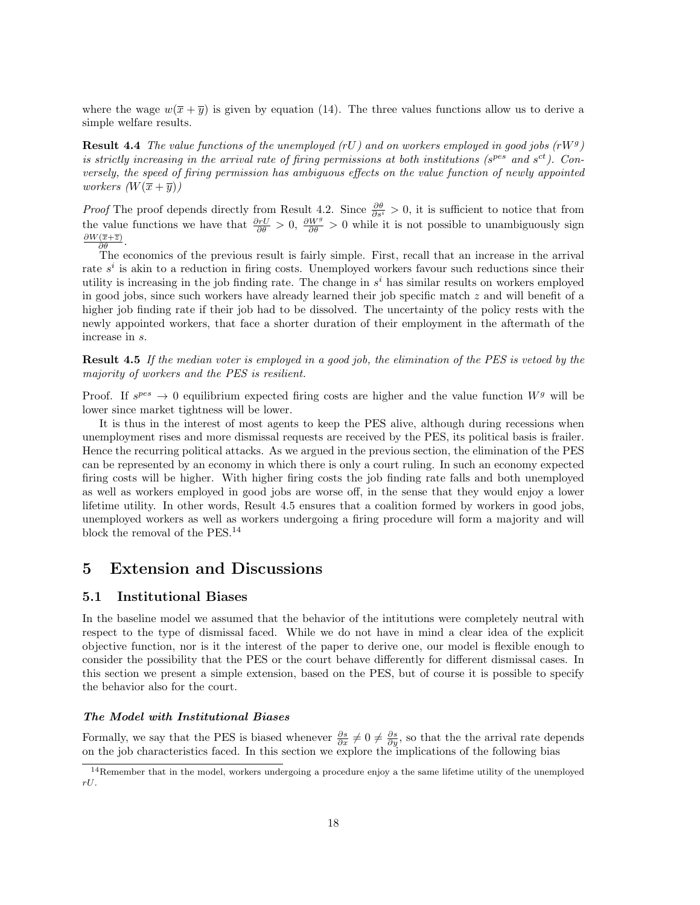where the wage $w(\overline{x}+\overline{y})$ is given by equation (14). The three values functions allow us to derive a simple welfare results.

**Result 4.4** *The value functions of the unemployed ($rU$) and on workers employed in good jobs ($rW^g$) is strictly increasing in the arrival rate of firing permissions at both institutions ($s^{pes}$ and $s^{ct}$). Conversely, the speed of firing permission has ambiguous effects on the value function of newly appointed workers ($W(\overline{x}+\overline{y})$)*

*Proof* The proof depends directly from Result 4.2. Since $\frac{\partial \theta}{\partial s^i} > 0$, it is sufficient to notice that from the value functions we have that $\frac{\partial rU}{\partial \theta} > 0$, $\frac{\partial W^g}{\partial \theta} > 0$ while it is not possible to unambiguously sign $\frac{\partial W(\overline{x}+\overline{z})}{\partial \theta}$.

The economics of the previous result is fairly simple. First, recall that an increase in the arrival rate $s^i$ is akin to a reduction in firing costs. Unemployed workers favour such reductions since their utility is increasing in the job finding rate. The change in $s^i$ has similar results on workers employed in good jobs, since such workers have already learned their job specific match $z$ and will benefit of a higher job finding rate if their job had to be dissolved. The uncertainty of the policy rests with the newly appointed workers, that face a shorter duration of their employment in the aftermath of the increase in $s$.

**Result 4.5** *If the median voter is employed in a good job, the elimination of the PES is vetoed by the majority of workers and the PES is resilient.*

Proof. If $s^{pes} \to 0$ equilibrium expected firing costs are higher and the value function $W^g$ will be lower since market tightness will be lower.

It is thus in the interest of most agents to keep the PES alive, although during recessions when unemployment rises and more dismissal requests are received by the PES, its political basis is frailer. Hence the recurring political attacks. As we argued in the previous section, the elimination of the PES can be represented by an economy in which there is only a court ruling. In such an economy expected firing costs will be higher. With higher firing costs the job finding rate falls and both unemployed as well as workers employed in good jobs are worse off, in the sense that they would enjoy a lower lifetime utility. In other words, Result 4.5 ensures that a coalition formed by workers in good jobs, unemployed workers as well as workers undergoing a firing procedure will form a majority and will block the removal of the PES.[14]

# 5 Extension and Discussions

## 5.1 Institutional Biases

In the baseline model we assumed that the behavior of the intitutions were completely neutral with respect to the type of dismissal faced. While we do not have in mind a clear idea of the explicit objective function, nor is it the interest of the paper to derive one, our model is flexible enough to consider the possibility that the PES or the court behave differently for different dismissal cases. In this section we present a simple extension, based on the PES, but of course it is possible to specify the behavior also for the court.

***The Model with Institutional Biases***

Formally, we say that the PES is biased whenever $\frac{\partial s}{\partial x} \neq 0 \neq \frac{\partial s}{\partial y}$, so that the the arrival rate depends on the job characteristics faced. In this section we explore the implications of the following bias

[14] Remember that in the model, workers undergoing a procedure enjoy a the same lifetime utility of the unemployed $rU$.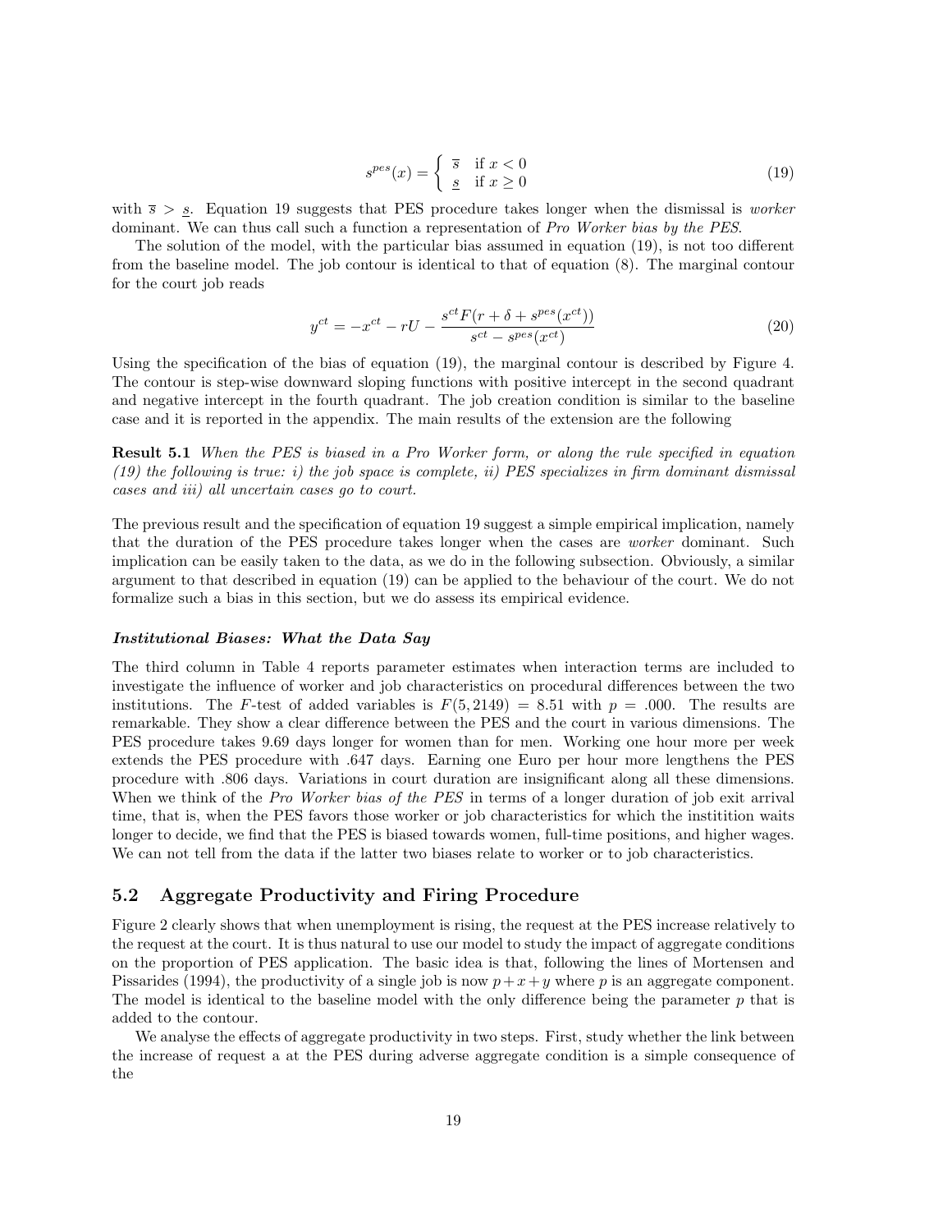$$s^{pes}(x) = \begin{cases} \overline{s} & \text{if } x < 0 \\ \underline{s} & \text{if } x \geq 0 \end{cases} \tag{19}$$

with $\overline{s} > \underline{s}$. Equation 19 suggests that PES procedure takes longer when the dismissal is *worker* dominant. We can thus call such a function a representation of *Pro Worker bias by the PES*.

The solution of the model, with the particular bias assumed in equation (19), is not too different from the baseline model. The job contour is identical to that of equation (8). The marginal contour for the court job reads

$$y^{ct} = -x^{ct} - rU - \frac{s^{ct}F(r + \delta + s^{pes}(x^{ct}))}{s^{ct} - s^{pes}(x^{ct})} \tag{20}$$

Using the specification of the bias of equation (19), the marginal contour is described by Figure 4. The contour is step-wise downward sloping functions with positive intercept in the second quadrant and negative intercept in the fourth quadrant. The job creation condition is similar to the baseline case and it is reported in the appendix. The main results of the extension are the following

**Result 5.1** *When the PES is biased in a Pro Worker form, or along the rule specified in equation (19) the following is true: i) the job space is complete, ii) PES specializes in firm dominant dismissal cases and iii) all uncertain cases go to court.*

The previous result and the specification of equation 19 suggest a simple empirical implication, namely that the duration of the PES procedure takes longer when the cases are *worker* dominant. Such implication can be easily taken to the data, as we do in the following subsection. Obviously, a similar argument to that described in equation (19) can be applied to the behaviour of the court. We do not formalize such a bias in this section, but we do assess its empirical evidence.

***Institutional Biases: What the Data Say***

The third column in Table 4 reports parameter estimates when interaction terms are included to investigate the influence of worker and job characteristics on procedural differences between the two institutions. The $F$-test of added variables is $F(5, 2149) = 8.51$ with $p = .000$. The results are remarkable. They show a clear difference between the PES and the court in various dimensions. The PES procedure takes 9.69 days longer for women than for men. Working one hour more per week extends the PES procedure with .647 days. Earning one Euro per hour more lengthens the PES procedure with .806 days. Variations in court duration are insignificant along all these dimensions. When we think of the *Pro Worker bias of the PES* in terms of a longer duration of job exit arrival time, that is, when the PES favors those worker or job characteristics for which the institition waits longer to decide, we find that the PES is biased towards women, full-time positions, and higher wages. We can not tell from the data if the latter two biases relate to worker or to job characteristics.

## 5.2 Aggregate Productivity and Firing Procedure

Figure 2 clearly shows that when unemployment is rising, the request at the PES increase relatively to the request at the court. It is thus natural to use our model to study the impact of aggregate conditions on the proportion of PES application. The basic idea is that, following the lines of Mortensen and Pissarides (1994), the productivity of a single job is now $p + x + y$ where $p$ is an aggregate component. The model is identical to the baseline model with the only difference being the parameter $p$ that is added to the contour.

We analyse the effects of aggregate productivity in two steps. First, study whether the link between the increase of request a at the PES during adverse aggregate condition is a simple consequence of the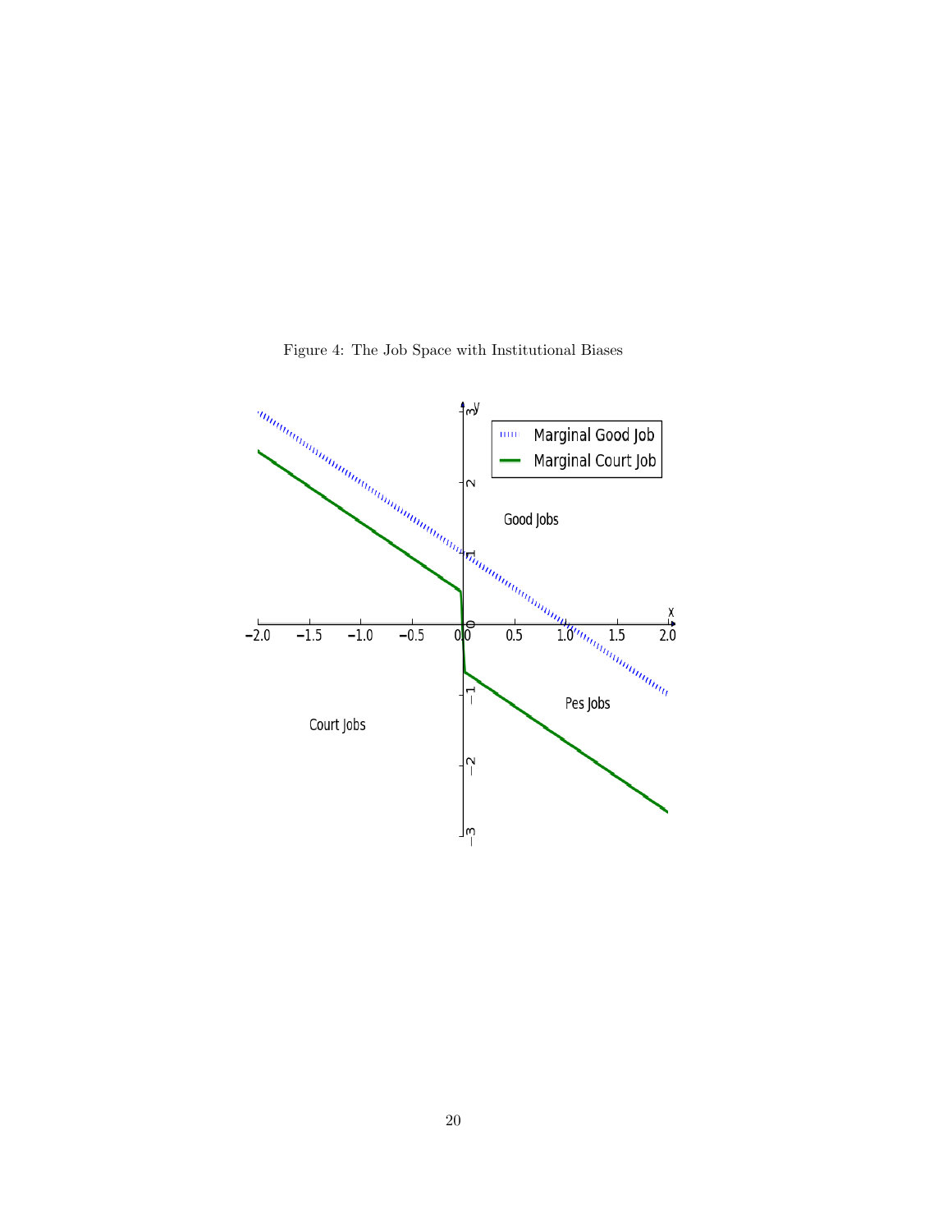Figure 4: The Job Space with Institutional Biases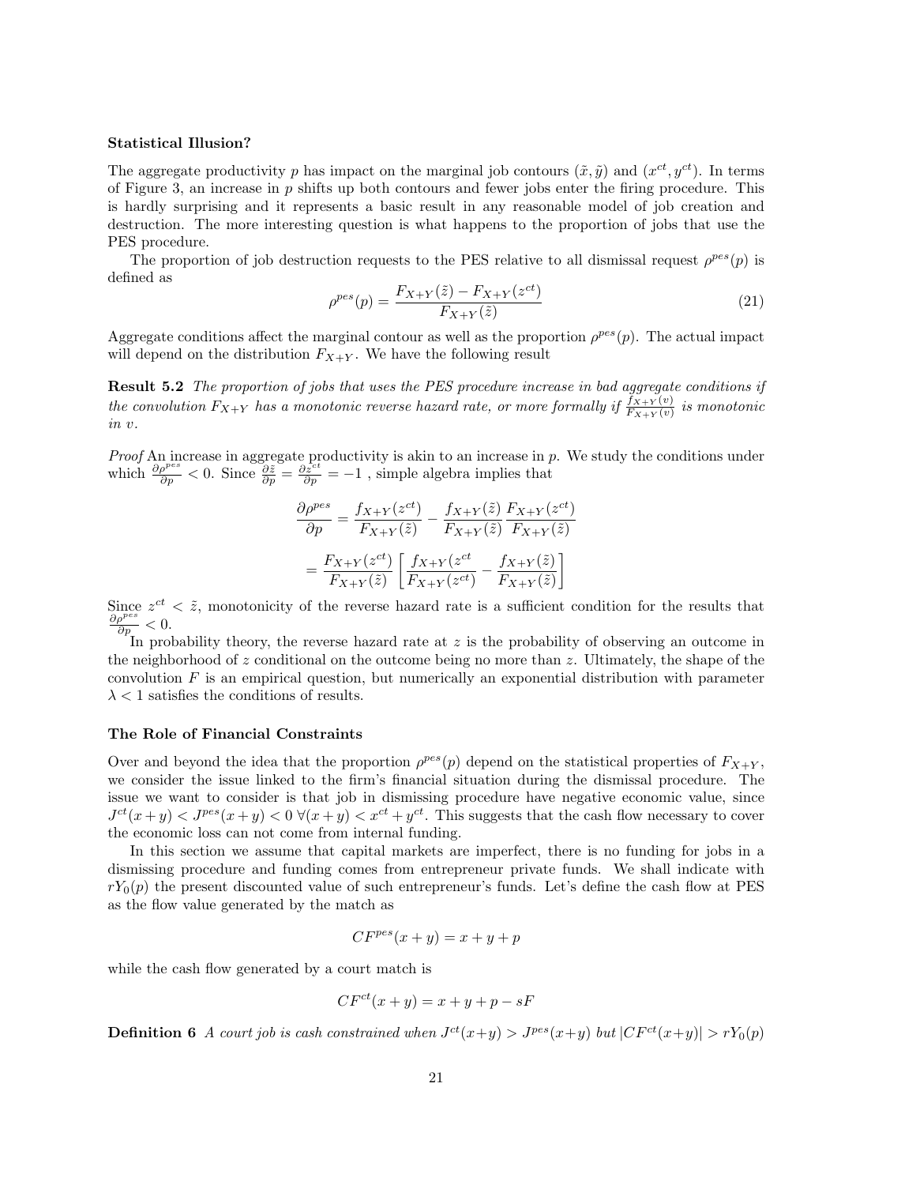**Statistical Illusion?**

The aggregate productivity $p$ has impact on the marginal job contours $(\tilde{x}, \tilde{y})$ and $(x^{ct}, y^{ct})$. In terms of Figure 3, an increase in $p$ shifts up both contours and fewer jobs enter the firing procedure. This is hardly surprising and it represents a basic result in any reasonable model of job creation and destruction. The more interesting question is what happens to the proportion of jobs that use the PES procedure.

The proportion of job destruction requests to the PES relative to all dismissal request $\rho^{pes}(p)$ is defined as

$$\rho^{pes}(p) = \frac{F_{X+Y}(\tilde{z}) - F_{X+Y}(z^{ct})}{F_{X+Y}(\tilde{z})} \tag{21}$$

Aggregate conditions affect the marginal contour as well as the proportion $\rho^{pes}(p)$. The actual impact will depend on the distribution $F_{X+Y}$. We have the following result

**Result 5.2** *The proportion of jobs that uses the PES procedure increase in bad aggregate conditions if the convolution $F_{X+Y}$ has a monotonic reverse hazard rate, or more formally if $\frac{f_{X+Y}(v)}{F_{X+Y}(v)}$ is monotonic in $v$.*

*Proof* An increase in aggregate productivity is akin to an increase in $p$. We study the conditions under which $\frac{\partial \rho^{pes}}{\partial p} < 0$. Since $\frac{\partial \tilde{z}}{\partial p} = \frac{\partial z^{ct}}{\partial p} = -1$ , simple algebra implies that

$$\frac{\partial \rho^{pes}}{\partial p} = \frac{f_{X+Y}(z^{ct})}{F_{X+Y}(\tilde{z})} - \frac{f_{X+Y}(\tilde{z})}{F_{X+Y}(\tilde{z})} \frac{F_{X+Y}(z^{ct})}{F_{X+Y}(\tilde{z})}$$

$$= \frac{F_{X+Y}(z^{ct})}{F_{X+Y}(\tilde{z})} \left[ \frac{f_{X+Y}(z^{ct}}{F_{X+Y}(z^{ct})} - \frac{f_{X+Y}(\tilde{z})}{F_{X+Y}(\tilde{z})} \right]$$

Since $z^{ct} < \tilde{z}$, monotonicity of the reverse hazard rate is a sufficient condition for the results that $\frac{\partial \rho^{pes}}{\partial p} < 0$.

In probability theory, the reverse hazard rate at $z$ is the probability of observing an outcome in the neighborhood of $z$ conditional on the outcome being no more than $z$. Ultimately, the shape of the convolution $F$ is an empirical question, but numerically an exponential distribution with parameter $\lambda < 1$ satisfies the conditions of results.

**The Role of Financial Constraints**

Over and beyond the idea that the proportion $\rho^{pes}(p)$ depend on the statistical properties of $F_{X+Y}$, we consider the issue linked to the firm's financial situation during the dismissal procedure. The issue we want to consider is that job in dismissing procedure have negative economic value, since $J^{ct}(x+y) < J^{pes}(x+y) < 0 \; \forall (x+y) < x^{ct} + y^{ct}$. This suggests that the cash flow necessary to cover the economic loss can not come from internal funding.

In this section we assume that capital markets are imperfect, there is no funding for jobs in a dismissing procedure and funding comes from entrepreneur private funds. We shall indicate with $rY_0(p)$ the present discounted value of such entrepreneur's funds. Let's define the cash flow at PES as the flow value generated by the match as

$$CF^{pes}(x+y) = x + y + p$$

while the cash flow generated by a court match is

$$CF^{ct}(x+y) = x + y + p - sF$$

**Definition 6** *A court job is cash constrained when $J^{ct}(x+y) > J^{pes}(x+y)$ but $|CF^{ct}(x+y)| > rY_0(p)$*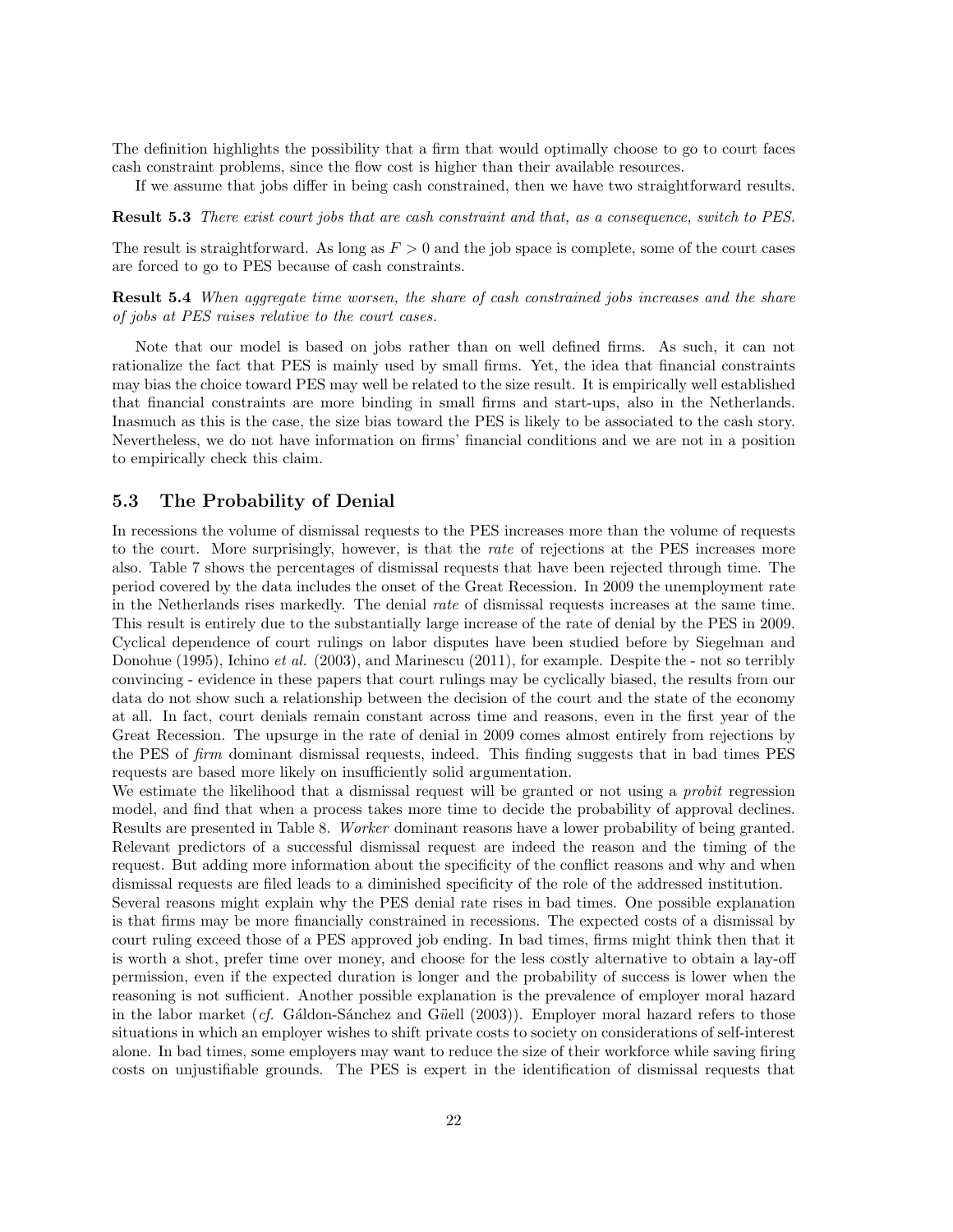The definition highlights the possibility that a firm that would optimally choose to go to court faces cash constraint problems, since the flow cost is higher than their available resources.

If we assume that jobs differ in being cash constrained, then we have two straightforward results.

**Result 5.3** *There exist court jobs that are cash constraint and that, as a consequence, switch to PES.*

The result is straightforward. As long as $F > 0$ and the job space is complete, some of the court cases are forced to go to PES because of cash constraints.

**Result 5.4** *When aggregate time worsen, the share of cash constrained jobs increases and the share of jobs at PES raises relative to the court cases.*

Note that our model is based on jobs rather than on well defined firms. As such, it can not rationalize the fact that PES is mainly used by small firms. Yet, the idea that financial constraints may bias the choice toward PES may well be related to the size result. It is empirically well established that financial constraints are more binding in small firms and start-ups, also in the Netherlands. Inasmuch as this is the case, the size bias toward the PES is likely to be associated to the cash story. Nevertheless, we do not have information on firms' financial conditions and we are not in a position to empirically check this claim.

### 5.3 The Probability of Denial

In recessions the volume of dismissal requests to the PES increases more than the volume of requests to the court. More surprisingly, however, is that the *rate* of rejections at the PES increases more also. Table 7 shows the percentages of dismissal requests that have been rejected through time. The period covered by the data includes the onset of the Great Recession. In 2009 the unemployment rate in the Netherlands rises markedly. The denial *rate* of dismissal requests increases at the same time. This result is entirely due to the substantially large increase of the rate of denial by the PES in 2009. Cyclical dependence of court rulings on labor disputes have been studied before by Siegelman and Donohue (1995), Ichino *et al.* (2003), and Marinescu (2011), for example. Despite the - not so terribly convincing - evidence in these papers that court rulings may be cyclically biased, the results from our data do not show such a relationship between the decision of the court and the state of the economy at all. In fact, court denials remain constant across time and reasons, even in the first year of the Great Recession. The upsurge in the rate of denial in 2009 comes almost entirely from rejections by the PES of *firm* dominant dismissal requests, indeed. This finding suggests that in bad times PES requests are based more likely on insufficiently solid argumentation.

We estimate the likelihood that a dismissal request will be granted or not using a *probit* regression model, and find that when a process takes more time to decide the probability of approval declines. Results are presented in Table 8. *Worker* dominant reasons have a lower probability of being granted. Relevant predictors of a successful dismissal request are indeed the reason and the timing of the request. But adding more information about the specificity of the conflict reasons and why and when dismissal requests are filed leads to a diminished specificity of the role of the addressed institution.

Several reasons might explain why the PES denial rate rises in bad times. One possible explanation is that firms may be more financially constrained in recessions. The expected costs of a dismissal by court ruling exceed those of a PES approved job ending. In bad times, firms might think then that it is worth a shot, prefer time over money, and choose for the less costly alternative to obtain a lay-off permission, even if the expected duration is longer and the probability of success is lower when the reasoning is not sufficient. Another possible explanation is the prevalence of employer moral hazard in the labor market (*cf.* Gáldon-Sánchez and Güell (2003)). Employer moral hazard refers to those situations in which an employer wishes to shift private costs to society on considerations of self-interest alone. In bad times, some employers may want to reduce the size of their workforce while saving firing costs on unjustifiable grounds. The PES is expert in the identification of dismissal requests that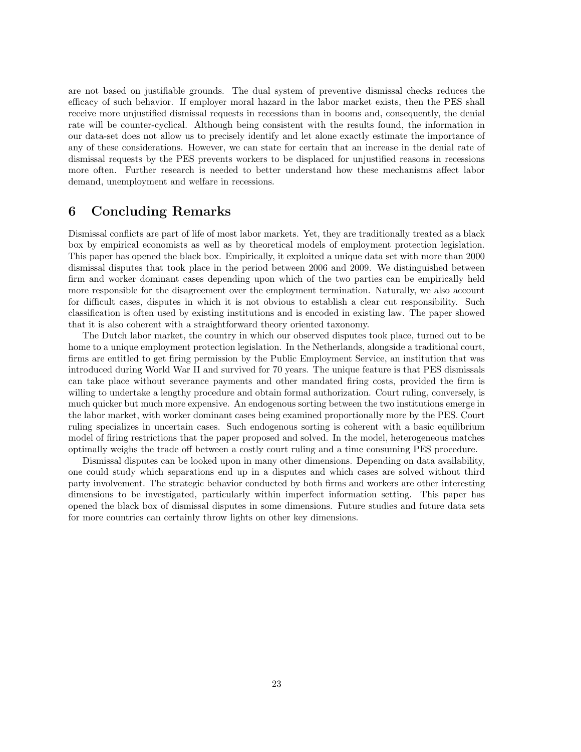are not based on justifiable grounds. The dual system of preventive dismissal checks reduces the efficacy of such behavior. If employer moral hazard in the labor market exists, then the PES shall receive more unjustified dismissal requests in recessions than in booms and, consequently, the denial rate will be counter-cyclical. Although being consistent with the results found, the information in our data-set does not allow us to precisely identify and let alone exactly estimate the importance of any of these considerations. However, we can state for certain that an increase in the denial rate of dismissal requests by the PES prevents workers to be displaced for unjustified reasons in recessions more often. Further research is needed to better understand how these mechanisms affect labor demand, unemployment and welfare in recessions.

# 6 Concluding Remarks

Dismissal conflicts are part of life of most labor markets. Yet, they are traditionally treated as a black box by empirical economists as well as by theoretical models of employment protection legislation. This paper has opened the black box. Empirically, it exploited a unique data set with more than 2000 dismissal disputes that took place in the period between 2006 and 2009. We distinguished between firm and worker dominant cases depending upon which of the two parties can be empirically held more responsible for the disagreement over the employment termination. Naturally, we also account for difficult cases, disputes in which it is not obvious to establish a clear cut responsibility. Such classification is often used by existing institutions and is encoded in existing law. The paper showed that it is also coherent with a straightforward theory oriented taxonomy.

The Dutch labor market, the country in which our observed disputes took place, turned out to be home to a unique employment protection legislation. In the Netherlands, alongside a traditional court, firms are entitled to get firing permission by the Public Employment Service, an institution that was introduced during World War II and survived for 70 years. The unique feature is that PES dismissals can take place without severance payments and other mandated firing costs, provided the firm is willing to undertake a lengthy procedure and obtain formal authorization. Court ruling, conversely, is much quicker but much more expensive. An endogenous sorting between the two institutions emerge in the labor market, with worker dominant cases being examined proportionally more by the PES. Court ruling specializes in uncertain cases. Such endogenous sorting is coherent with a basic equilibrium model of firing restrictions that the paper proposed and solved. In the model, heterogeneous matches optimally weighs the trade off between a costly court ruling and a time consuming PES procedure.

Dismissal disputes can be looked upon in many other dimensions. Depending on data availability, one could study which separations end up in a disputes and which cases are solved without third party involvement. The strategic behavior conducted by both firms and workers are other interesting dimensions to be investigated, particularly within imperfect information setting. This paper has opened the black box of dismissal disputes in some dimensions. Future studies and future data sets for more countries can certainly throw lights on other key dimensions.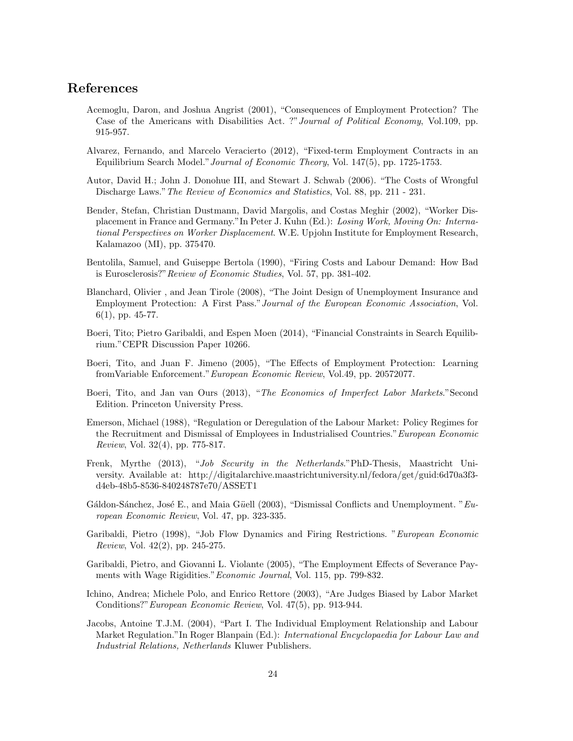# References

Acemoglu, Daron, and Joshua Angrist (2001), "Consequences of Employment Protection? The Case of the Americans with Disabilities Act. ?" *Journal of Political Economy*, Vol.109, pp. 915-957.

Alvarez, Fernando, and Marcelo Veracierto (2012), "Fixed-term Employment Contracts in an Equilibrium Search Model." *Journal of Economic Theory*, Vol. 147(5), pp. 1725-1753.

Autor, David H.; John J. Donohue III, and Stewart J. Schwab (2006). "The Costs of Wrongful Discharge Laws." *The Review of Economics and Statistics*, Vol. 88, pp. 211 - 231.

Bender, Stefan, Christian Dustmann, David Margolis, and Costas Meghir (2002), "Worker Displacement in France and Germany." In Peter J. Kuhn (Ed.): *Losing Work, Moving On: International Perspectives on Worker Displacement*. W.E. Upjohn Institute for Employment Research, Kalamazoo (MI), pp. 375470.

Bentolila, Samuel, and Guiseppe Bertola (1990), "Firing Costs and Labour Demand: How Bad is Eurosclerosis?" *Review of Economic Studies*, Vol. 57, pp. 381-402.

Blanchard, Olivier , and Jean Tirole (2008), "The Joint Design of Unemployment Insurance and Employment Protection: A First Pass." *Journal of the European Economic Association*, Vol. 6(1), pp. 45-77.

Boeri, Tito; Pietro Garibaldi, and Espen Moen (2014), "Financial Constraints in Search Equilibrium." CEPR Discussion Paper 10266.

Boeri, Tito, and Juan F. Jimeno (2005), "The Effects of Employment Protection: Learning fromVariable Enforcement." *European Economic Review*, Vol.49, pp. 20572077.

Boeri, Tito, and Jan van Ours (2013), "*The Economics of Imperfect Labor Markets.*" Second Edition. Princeton University Press.

Emerson, Michael (1988), "Regulation or Deregulation of the Labour Market: Policy Regimes for the Recruitment and Dismissal of Employees in Industrialised Countries." *European Economic Review*, Vol. 32(4), pp. 775-817.

Frenk, Myrthe (2013), "*Job Security in the Netherlands.*" PhD-Thesis, Maastricht University. Available at: http://digitalarchive.maastrichtuniversity.nl/fedora/get/guid:6d70a3f3-d4eb-48b5-8536-840248787e70/ASSET1

Gáldon-Sánchez, José E., and Maia Güell (2003), "Dismissal Conflicts and Unemployment. " *European Economic Review*, Vol. 47, pp. 323-335.

Garibaldi, Pietro (1998), "Job Flow Dynamics and Firing Restrictions. " *European Economic Review*, Vol. 42(2), pp. 245-275.

Garibaldi, Pietro, and Giovanni L. Violante (2005), "The Employment Effects of Severance Payments with Wage Rigidities." *Economic Journal*, Vol. 115, pp. 799-832.

Ichino, Andrea; Michele Polo, and Enrico Rettore (2003), "Are Judges Biased by Labor Market Conditions?" *European Economic Review*, Vol. 47(5), pp. 913-944.

Jacobs, Antoine T.J.M. (2004), "Part I. The Individual Employment Relationship and Labour Market Regulation." In Roger Blanpain (Ed.): *International Encyclopaedia for Labour Law and Industrial Relations, Netherlands* Kluwer Publishers.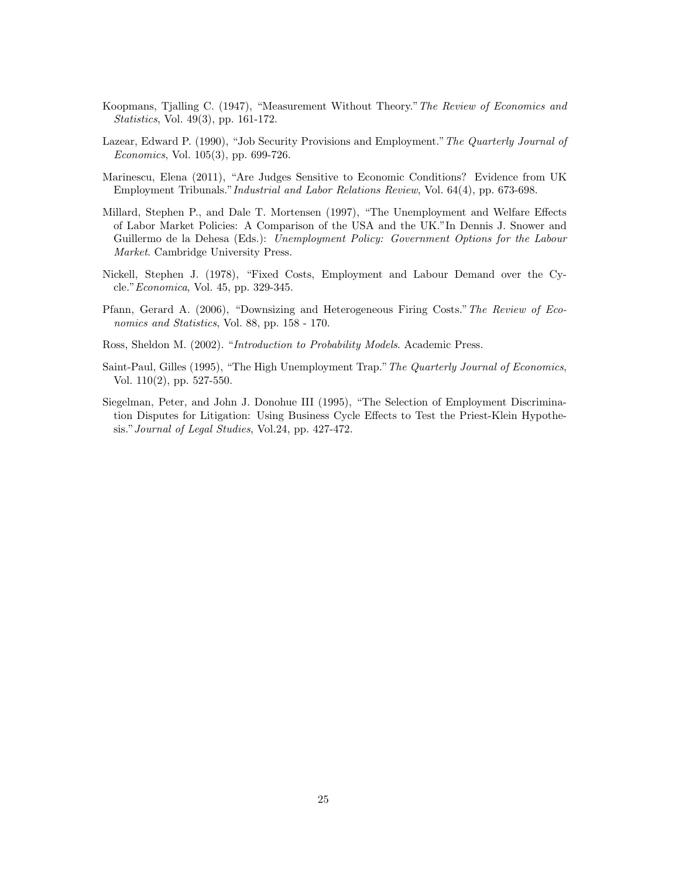Koopmans, Tjalling C. (1947), "Measurement Without Theory." *The Review of Economics and Statistics*, Vol. 49(3), pp. 161-172.

Lazear, Edward P. (1990), "Job Security Provisions and Employment." *The Quarterly Journal of Economics*, Vol. 105(3), pp. 699-726.

Marinescu, Elena (2011), "Are Judges Sensitive to Economic Conditions? Evidence from UK Employment Tribunals." *Industrial and Labor Relations Review*, Vol. 64(4), pp. 673-698.

Millard, Stephen P., and Dale T. Mortensen (1997), "The Unemployment and Welfare Effects of Labor Market Policies: A Comparison of the USA and the UK." In Dennis J. Snower and Guillermo de la Dehesa (Eds.): *Unemployment Policy: Government Options for the Labour Market*. Cambridge University Press.

Nickell, Stephen J. (1978), "Fixed Costs, Employment and Labour Demand over the Cycle." *Economica*, Vol. 45, pp. 329-345.

Pfann, Gerard A. (2006), "Downsizing and Heterogeneous Firing Costs." *The Review of Economics and Statistics*, Vol. 88, pp. 158 - 170.

Ross, Sheldon M. (2002). "*Introduction to Probability Models.* Academic Press.

Saint-Paul, Gilles (1995), "The High Unemployment Trap." *The Quarterly Journal of Economics*, Vol. 110(2), pp. 527-550.

Siegelman, Peter, and John J. Donohue III (1995), "The Selection of Employment Discrimination Disputes for Litigation: Using Business Cycle Effects to Test the Priest-Klein Hypothesis." *Journal of Legal Studies*, Vol.24, pp. 427-472.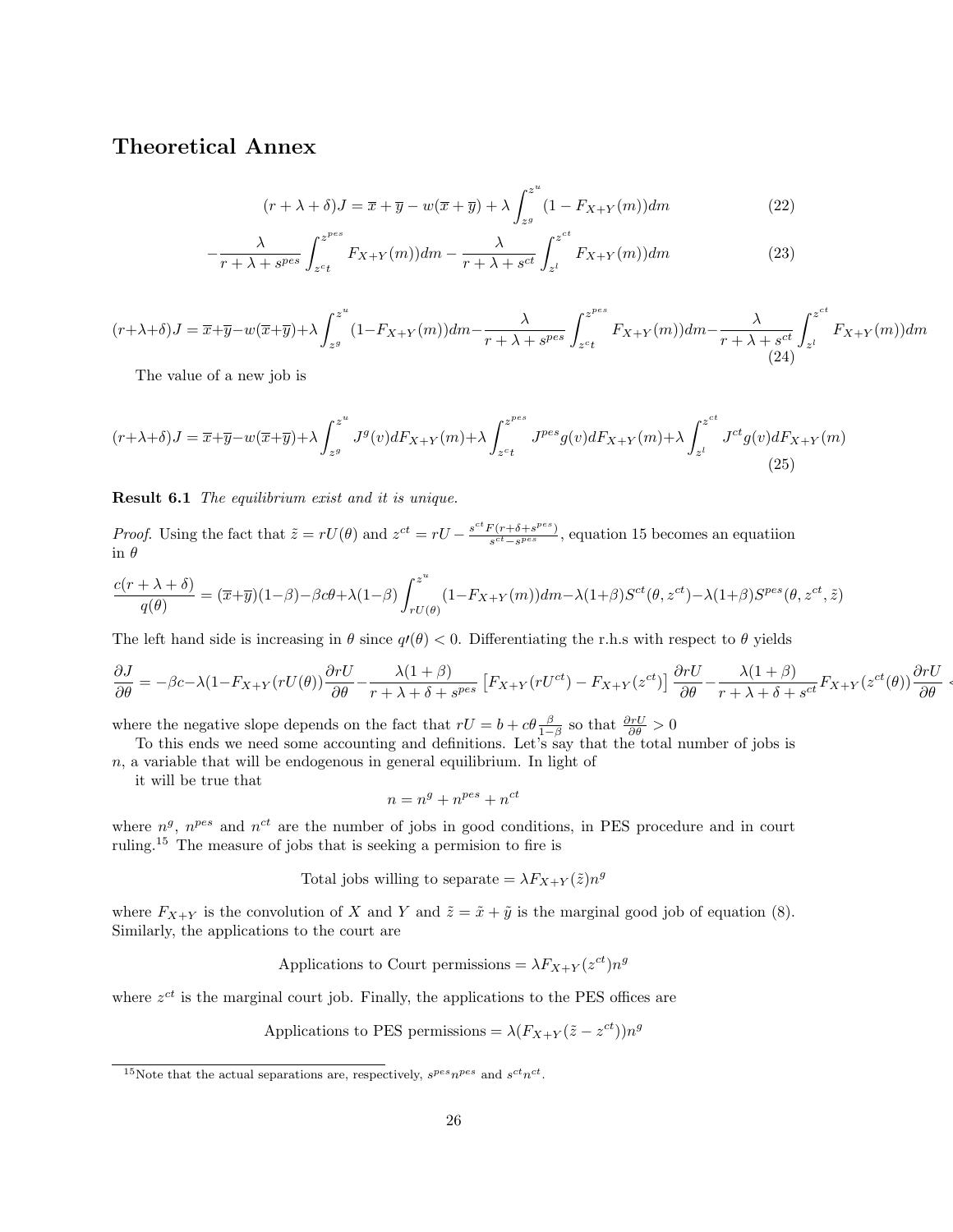## Theoretical Annex

$$(r+\lambda+\delta)J = \overline{x}+\overline{y} - w(\overline{x}+\overline{y}) + \lambda\int_{z^g}^{z^u}(1-F_{X+Y}(m))dm \tag{22}$$

$$-\frac{\lambda}{r+\lambda+s^{pes}}\int_{z^ct}^{z^{pes}} F_{X+Y}(m))dm - \frac{\lambda}{r+\lambda+s^{ct}}\int_{z^l}^{z^{ct}} F_{X+Y}(m))dm \tag{23}$$

$$(r+\lambda+\delta)J = \overline{x}+\overline{y}-w(\overline{x}+\overline{y})+\lambda\int_{z^g}^{z^u}(1-F_{X+Y}(m))dm-\frac{\lambda}{r+\lambda+s^{pes}}\int_{z^ct}^{z^{pes}} F_{X+Y}(m))dm-\frac{\lambda}{r+\lambda+s^{ct}}\int_{z^l}^{z^{ct}} F_{X+Y}(m))dm \tag{24}$$

The value of a new job is

$$(r+\lambda+\delta)J = \overline{x}+\overline{y}-w(\overline{x}+\overline{y})+\lambda\int_{z^g}^{z^u} J^g(v)dF_{X+Y}(m)+\lambda\int_{z^ct}^{z^{pes}} J^{pes}g(v)dF_{X+Y}(m)+\lambda\int_{z^l}^{z^{ct}} J^{ct}g(v)dF_{X+Y}(m) \tag{25}$$

**Result 6.1** *The equilibrium exist and it is unique.*

*Proof.* Using the fact that $\tilde{z} = rU(\theta)$ and $z^{ct} = rU - \frac{s^{ct}F(r+\delta+s^{pes})}{s^{ct}-s^{pes}}$, equation 15 becomes an equatiion in $\theta$

$$\frac{c(r+\lambda+\delta)}{q(\theta)} = (\overline{x}+\overline{y})(1-\beta)-\beta c\theta+\lambda(1-\beta)\int_{rU(\theta)}^{z^u}(1-F_{X+Y}(m))dm-\lambda(1+\beta)S^{ct}(\theta,z^{ct})-\lambda(1+\beta)S^{pes}(\theta,z^{ct},\tilde{z})$$

The left hand side is increasing in $\theta$ since $q\prime(\theta) < 0$. Differentiating the r.h.s with respect to $\theta$ yields

$$\frac{\partial J}{\partial\theta} = -\beta c-\lambda(1-F_{X+Y}(rU(\theta))\frac{\partial rU}{\partial\theta}-\frac{\lambda(1+\beta)}{r+\lambda+\delta+s^{pes}}\left[F_{X+Y}(rU^{ct})-F_{X+Y}(z^{ct})\right]\frac{\partial rU}{\partial\theta}-\frac{\lambda(1+\beta)}{r+\lambda+\delta+s^{ct}}F_{X+Y}(z^{ct}(\theta))\frac{\partial rU}{\partial\theta} <$$

where the negative slope depends on the fact that $rU = b + c\theta\frac{\beta}{1-\beta}$ so that $\frac{\partial rU}{\partial\theta} > 0$

To this ends we need some accounting and definitions. Let's say that the total number of jobs is $n$, a variable that will be endogenous in general equilibrium. In light of

it will be true that

$$n = n^g + n^{pes} + n^{ct}$$

where $n^g$, $n^{pes}$ and $n^{ct}$ are the number of jobs in good conditions, in PES procedure and in court ruling.[15] The measure of jobs that is seeking a permision to fire is

$$\text{Total jobs willing to separate} = \lambda F_{X+Y}(\tilde{z})n^g$$

where $F_{X+Y}$ is the convolution of $X$ and $Y$ and $\tilde{z} = \tilde{x}+\tilde{y}$ is the marginal good job of equation (8). Similarly, the applications to the court are

$$\text{Applications to Court permissions} = \lambda F_{X+Y}(z^{ct})n^g$$

where $z^{ct}$ is the marginal court job. Finally, the applications to the PES offices are

$$\text{Applications to PES permissions} = \lambda(F_{X+Y}(\tilde{z}-z^{ct}))n^g$$

[15] Note that the actual separations are, respectively, $s^{pes}n^{pes}$ and $s^{ct}n^{ct}$.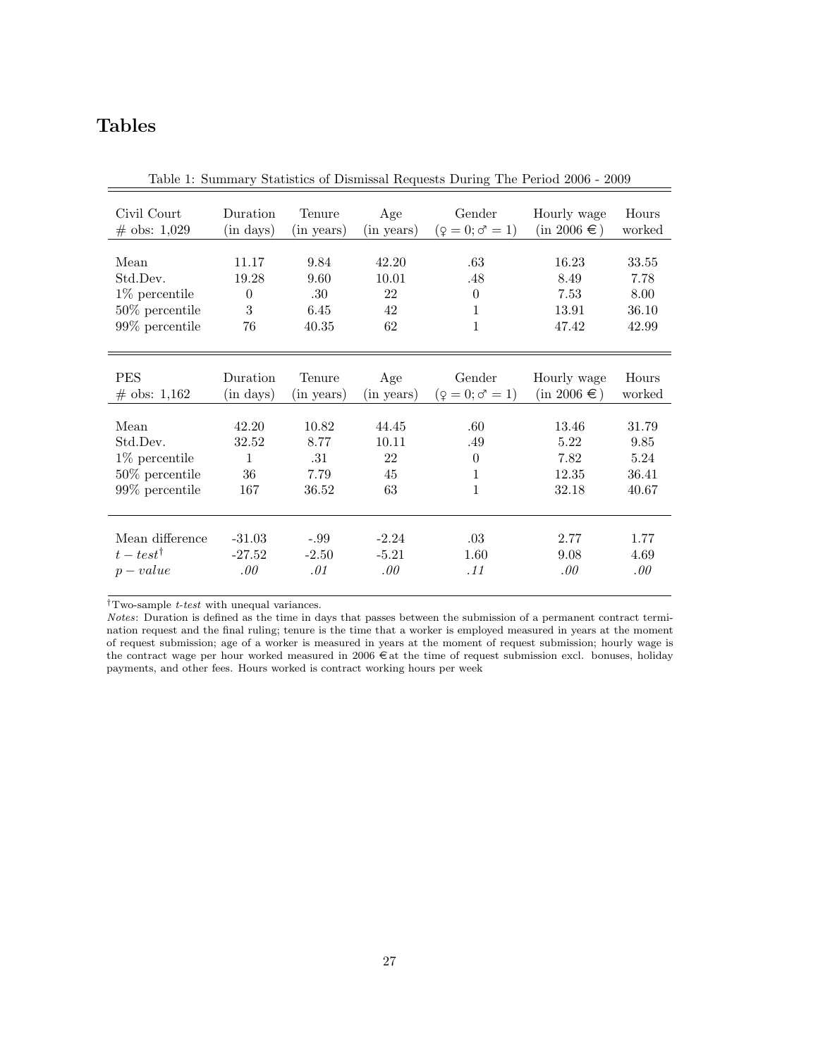# Tables

Table 1: Summary Statistics of Dismissal Requests During The Period 2006 - 2009

| Civil Court # obs: 1,029 | Duration (in days) | Tenure (in years) | Age (in years) | Gender (♀ = 0; ♂ = 1) | Hourly wage (in 2006 €) | Hours worked |
|---|---|---|---|---|---|---|
| Mean | 11.17 | 9.84 | 42.20 | .63 | 16.23 | 33.55 |
| Std.Dev. | 19.28 | 9.60 | 10.01 | .48 | 8.49 | 7.78 |
| 1% percentile | 0 | .30 | 22 | 0 | 7.53 | 8.00 |
| 50% percentile | 3 | 6.45 | 42 | 1 | 13.91 | 36.10 |
| 99% percentile | 76 | 40.35 | 62 | 1 | 47.42 | 42.99 |
| **PES # obs: 1,162** | **Duration (in days)** | **Tenure (in years)** | **Age (in years)** | **Gender (♀ = 0; ♂ = 1)** | **Hourly wage (in 2006 €)** | **Hours worked** |
| Mean | 42.20 | 10.82 | 44.45 | .60 | 13.46 | 31.79 |
| Std.Dev. | 32.52 | 8.77 | 10.11 | .49 | 5.22 | 9.85 |
| 1% percentile | 1 | .31 | 22 | 0 | 7.82 | 5.24 |
| 50% percentile | 36 | 7.79 | 45 | 1 | 12.35 | 36.41 |
| 99% percentile | 167 | 36.52 | 63 | 1 | 32.18 | 40.67 |
| Mean difference | -31.03 | -.99 | -2.24 | .03 | 2.77 | 1.77 |
| $t-test^{\dagger}$ | -27.52 | -2.50 | -5.21 | 1.60 | 9.08 | 4.69 |
| $p-value$ | *.00* | *.01* | *.00* | *.11* | *.00* | *.00* |

†Two-sample *t-test* with unequal variances.

*Notes*: Duration is defined as the time in days that passes between the submission of a permanent contract termination request and the final ruling; tenure is the time that a worker is employed measured in years at the moment of request submission; age of a worker is measured in years at the moment of request submission; hourly wage is the contract wage per hour worked measured in 2006 € at the time of request submission excl. bonuses, holiday payments, and other fees. Hours worked is contract working hours per week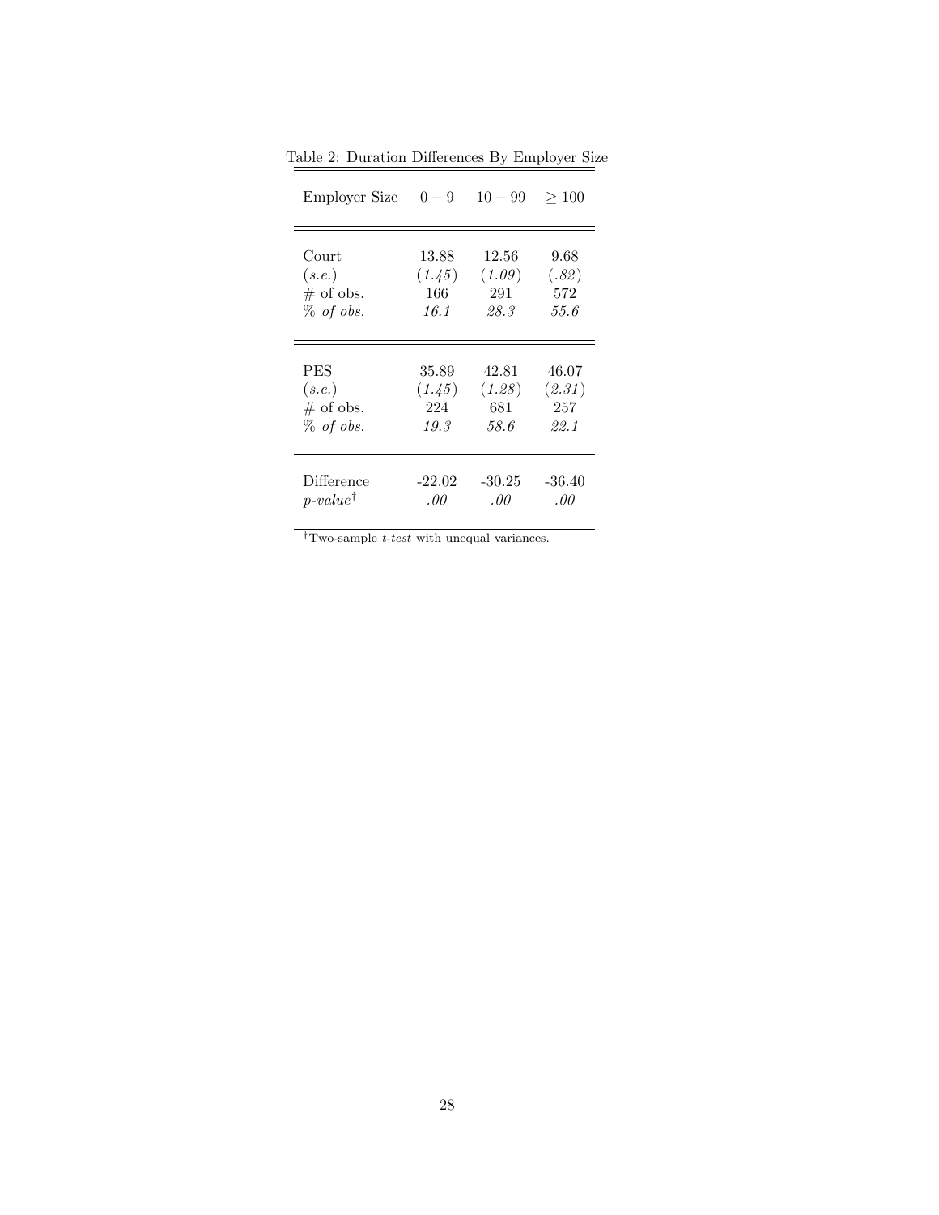Table 2: Duration Differences By Employer Size

| Employer Size | $0-9$ | $10-99$ | $\geq 100$ |
|---|---|---|---|
| Court | 13.88 | 12.56 | 9.68 |
| (*s.e.*) | (*1.45*) | (*1.09*) | (*.82*) |
| # of obs. | 166 | 291 | 572 |
| *% of obs.* | *16.1* | *28.3* | *55.6* |
| PES | 35.89 | 42.81 | 46.07 |
| (*s.e.*) | (*1.45*) | (*1.28*) | (*2.31*) |
| # of obs. | 224 | 681 | 257 |
| *% of obs.* | *19.3* | *58.6* | *22.1* |
| Difference | -22.02 | -30.25 | -36.40 |
| *p-value*† | *.00* | *.00* | *.00* |

†Two-sample *t-test* with unequal variances.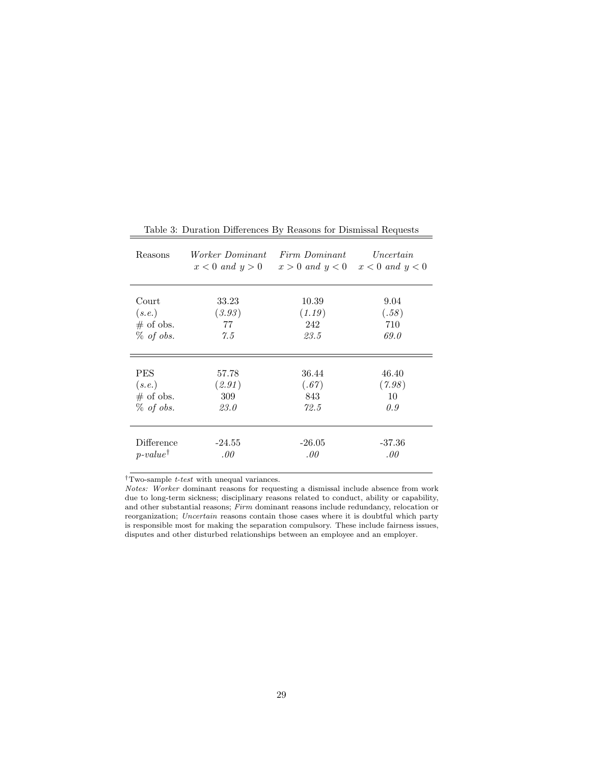Table 3: Duration Differences By Reasons for Dismissal Requests

| Reasons | *Worker Dominant* $x < 0$ *and* $y > 0$ | *Firm Dominant* $x > 0$ *and* $y < 0$ | *Uncertain* $x < 0$ *and* $y < 0$ |
|---|---|---|---|
| Court | 33.23 | 10.39 | 9.04 |
| (*s.e.*) | (*3.93*) | (*1.19*) | (*.58*) |
| # of obs. | 77 | 242 | 710 |
| *% of obs.* | *7.5* | *23.5* | *69.0* |
| PES | 57.78 | 36.44 | 46.40 |
| (*s.e.*) | (*2.91*) | (*.67*) | (*7.98*) |
| # of obs. | 309 | 843 | 10 |
| *% of obs.* | *23.0* | *72.5* | *0.9* |
| Difference | -24.55 | -26.05 | -37.36 |
| *p-value*[†] | *.00* | *.00* | *.00* |

[†]Two-sample *t-test* with unequal variances.

*Notes: Worker* dominant reasons for requesting a dismissal include absence from work due to long-term sickness; disciplinary reasons related to conduct, ability or capability, and other substantial reasons; *Firm* dominant reasons include redundancy, relocation or reorganization; *Uncertain* reasons contain those cases where it is doubtful which party is responsible most for making the separation compulsory. These include fairness issues, disputes and other disturbed relationships between an employee and an employer.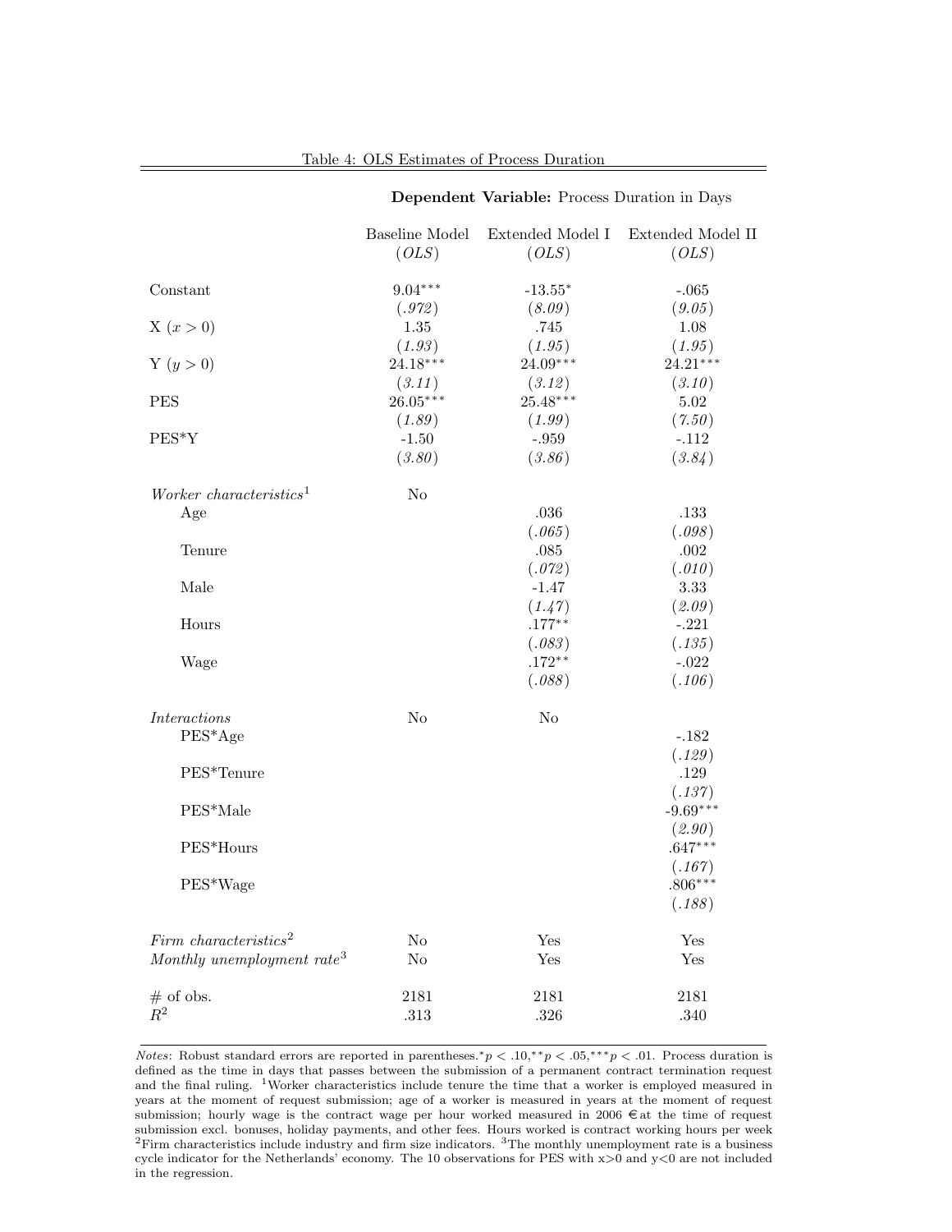Table 4: OLS Estimates of Process Duration

| | **Dependent Variable:** Process Duration in Days | | |
|---|---|---|---|
| | Baseline Model (*OLS*) | Extended Model I (*OLS*) | Extended Model II (*OLS*) |
| Constant | 9.04*** | -13.55* | -.065 |
| | (*.972*) | (*8.09*) | (*9.05*) |
| X ($x > 0$) | 1.35 | .745 | 1.08 |
| | (*1.93*) | (*1.95*) | (*1.95*) |
| Y ($y > 0$) | 24.18*** | 24.09*** | 24.21*** |
| | (*3.11*) | (*3.12*) | (*3.10*) |
| PES | 26.05*** | 25.48*** | 5.02 |
| | (*1.89*) | (*1.99*) | (*7.50*) |
| PES*Y | -1.50 | -.959 | -.112 |
| | (*3.80*) | (*3.86*) | (*3.84*) |
| *Worker characteristics*[1] | No | | |
| Age | | .036 | .133 |
| | | (*.065*) | (*.098*) |
| Tenure | | .085 | .002 |
| | | (*.072*) | (*.010*) |
| Male | | -1.47 | 3.33 |
| | | (*1.47*) | (*2.09*) |
| Hours | | .177** | -.221 |
| | | (*.083*) | (*.135*) |
| Wage | | .172** | -.022 |
| | | (*.088*) | (*.106*) |
| *Interactions* | No | No | |
| PES*Age | | | -.182 |
| | | | (*.129*) |
| PES*Tenure | | | .129 |
| | | | (*.137*) |
| PES*Male | | | -9.69*** |
| | | | (*2.90*) |
| PES*Hours | | | .647*** |
| | | | (*.167*) |
| PES*Wage | | | .806*** |
| | | | (*.188*) |
| *Firm characteristics*[2] | No | Yes | Yes |
| *Monthly unemployment rate*[3] | No | Yes | Yes |
| # of obs. | 2181 | 2181 | 2181 |
| $R^2$ | .313 | .326 | .340 |

*Notes*: Robust standard errors are reported in parentheses.$^{*}p < .10$,$^{**}p < .05$,$^{***}p < .01$. Process duration is defined as the time in days that passes between the submission of a permanent contract termination request and the final ruling. [1]Worker characteristics include tenure the time that a worker is employed measured in years at the moment of request submission; age of a worker is measured in years at the moment of request submission; hourly wage is the contract wage per hour worked measured in 2006 € at the time of request submission excl. bonuses, holiday payments, and other fees. Hours worked is contract working hours per week [2]Firm characteristics include industry and firm size indicators. [3]The monthly unemployment rate is a business cycle indicator for the Netherlands' economy. The 10 observations for PES with x>0 and y<0 are not included in the regression.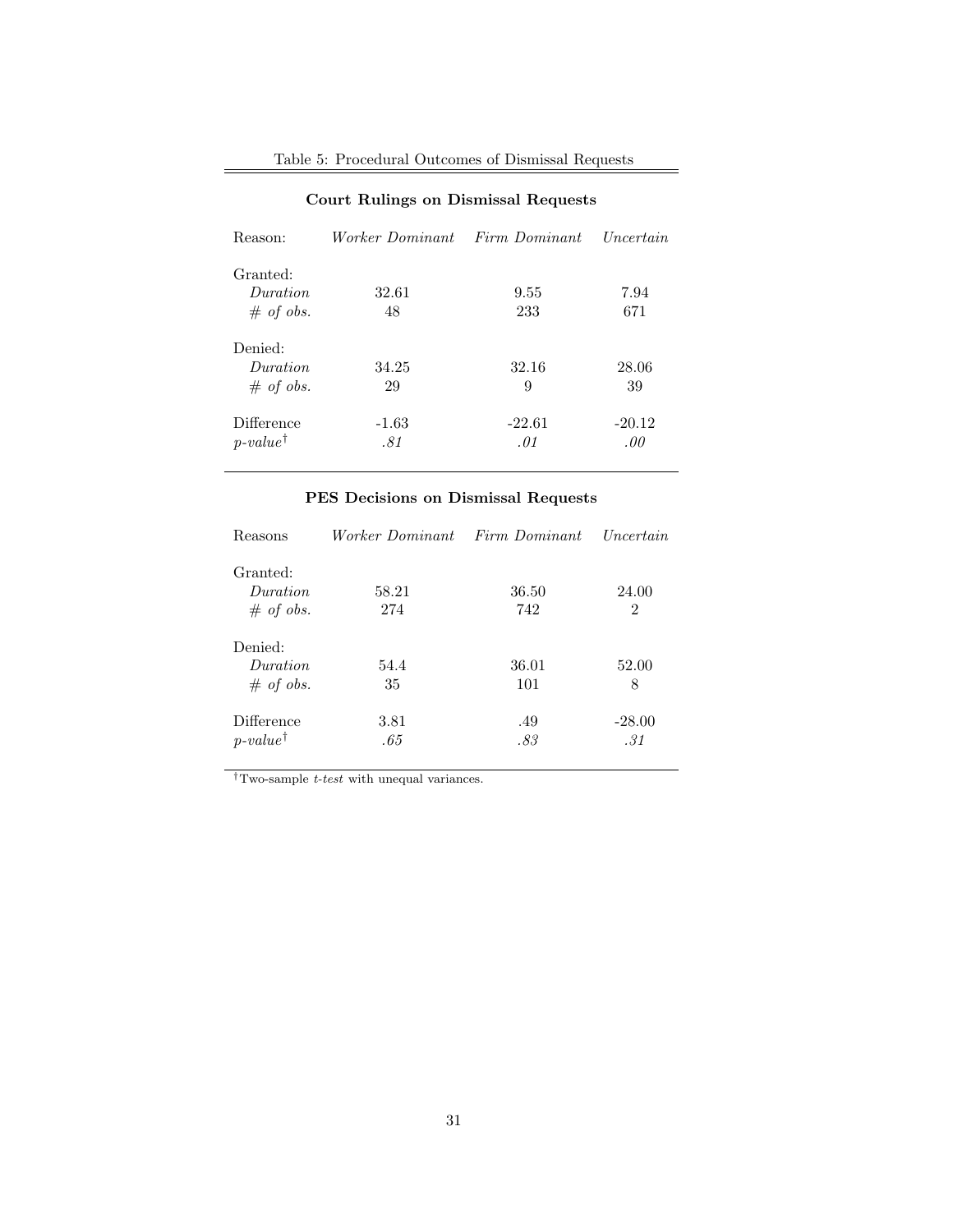Table 5: Procedural Outcomes of Dismissal Requests

**Court Rulings on Dismissal Requests**

| Reason: | *Worker Dominant* | *Firm Dominant* | *Uncertain* |
|---|---|---|---|
| Granted: | | | |
| *Duration* | 32.61 | 9.55 | 7.94 |
| *# of obs.* | 48 | 233 | 671 |
| Denied: | | | |
| *Duration* | 34.25 | 32.16 | 28.06 |
| *# of obs.* | 29 | 9 | 39 |
| Difference | -1.63 | -22.61 | -20.12 |
| *p-value*† | *.81* | *.01* | *.00* |

**PES Decisions on Dismissal Requests**

| Reasons | *Worker Dominant* | *Firm Dominant* | *Uncertain* |
|---|---|---|---|
| Granted: | | | |
| *Duration* | 58.21 | 36.50 | 24.00 |
| *# of obs.* | 274 | 742 | 2 |
| Denied: | | | |
| *Duration* | 54.4 | 36.01 | 52.00 |
| *# of obs.* | 35 | 101 | 8 |
| Difference | 3.81 | .49 | -28.00 |
| *p-value*† | *.65* | *.83* | *.31* |

†Two-sample *t-test* with unequal variances.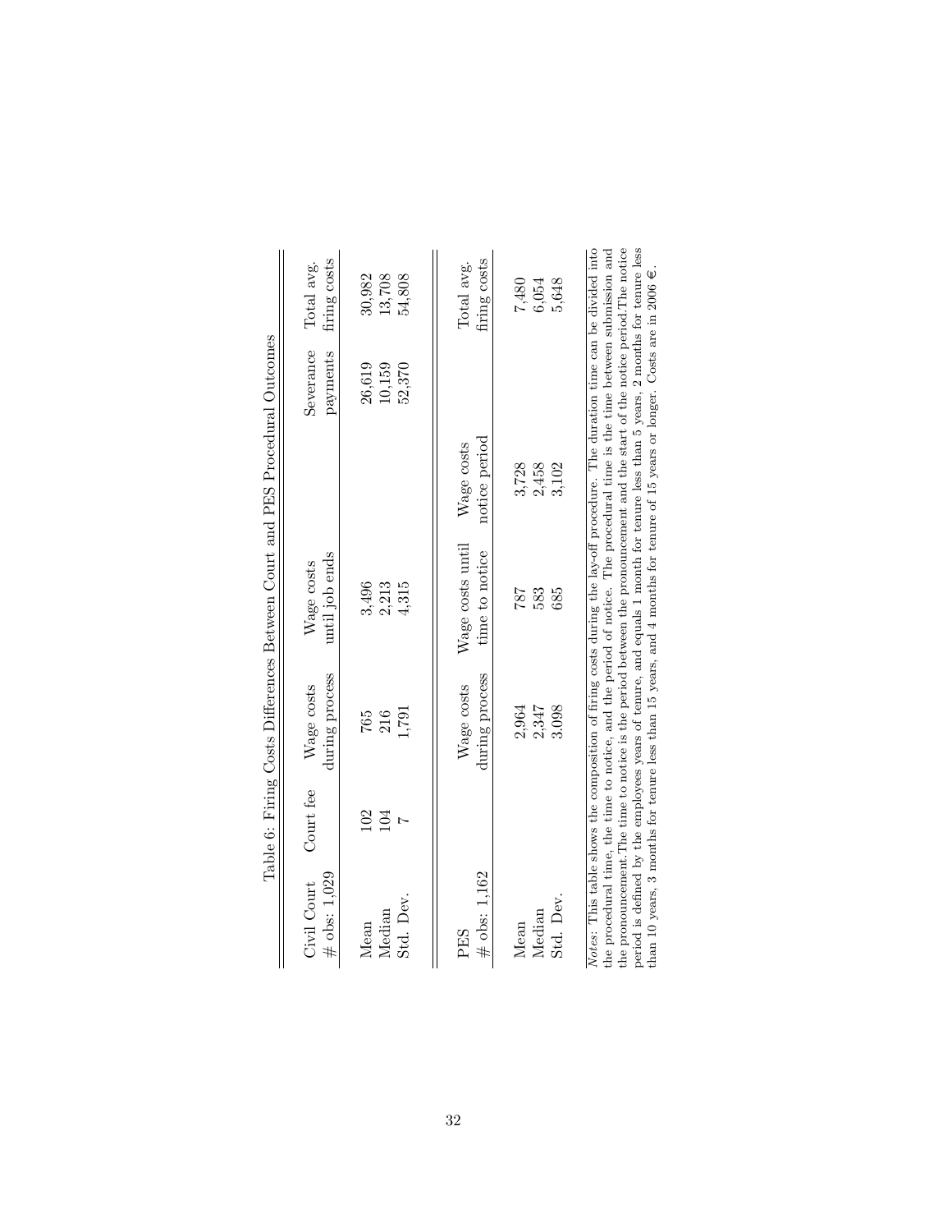Table 6: Firing Costs Differences Between Court and PES Procedural Outcomes

| Civil Court # obs: 1,029 | Court fee | Wage costs during process | Wage costs until job ends | | Severance payments | Total avg. firing costs |
|---|---|---|---|---|---|---|
| Mean | 102 | 765 | 3,496 | | 26,619 | 30,982 |
| Median | 104 | 216 | 2,213 | | 10,159 | 13,708 |
| Std. Dev. | 7 | 1,791 | 4,315 | | 52,370 | 54,808 |

| PES # obs: 1,162 | Wage costs during process | Wage costs until time to notice | Wage costs notice period | Total avg. firing costs |
|---|---|---|---|---|
| Mean | 2,964 | 787 | 3,728 | 7,480 |
| Median | 2,347 | 583 | 2,458 | 6,054 |
| Std. Dev. | 3,098 | 685 | 3,102 | 5,648 |

*Notes*: This table shows the composition of firing costs during the lay-off procedure. The duration time can be divided into the procedural time, the time to notice, and the period of notice. The procedural time is the time between submission and the pronouncement. The time to notice is the period between the pronouncement and the start of the notice period. The notice period is defined by the employees years of tenure, and equals 1 month for tenure less than 5 years, 2 months for tenure less than 10 years, 3 months for tenure less than 15 years, and 4 months for tenure of 15 years or longer. Costs are in 2006 €.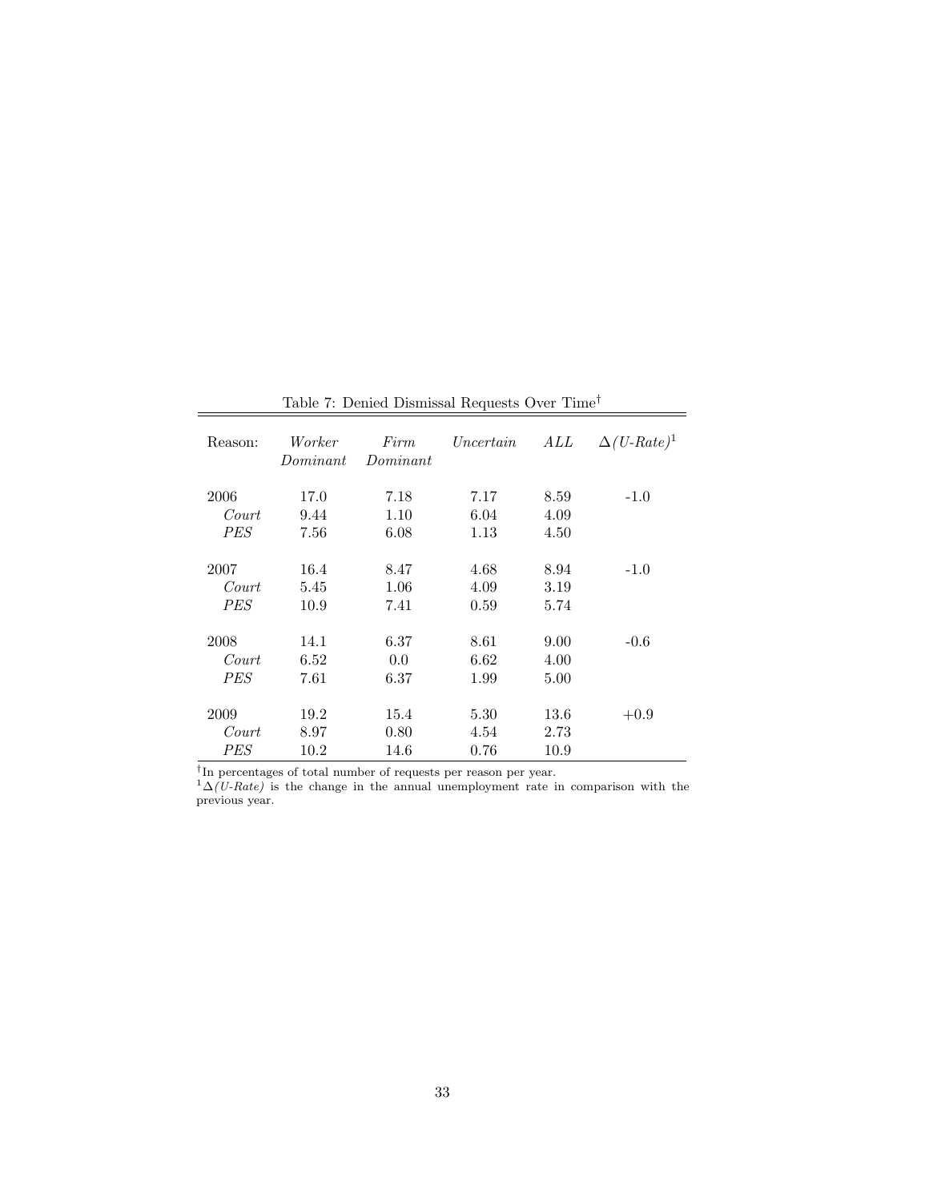Table 7: Denied Dismissal Requests Over Time[†]

| Reason: | *Worker Dominant* | *Firm Dominant* | *Uncertain* | *ALL* | $\Delta$*(U-Rate)*[1] |
|---|---|---|---|---|---|
| 2006 | 17.0 | 7.18 | 7.17 | 8.59 | -1.0 |
| *Court* | 9.44 | 1.10 | 6.04 | 4.09 | |
| *PES* | 7.56 | 6.08 | 1.13 | 4.50 | |
| 2007 | 16.4 | 8.47 | 4.68 | 8.94 | -1.0 |
| *Court* | 5.45 | 1.06 | 4.09 | 3.19 | |
| *PES* | 10.9 | 7.41 | 0.59 | 5.74 | |
| 2008 | 14.1 | 6.37 | 8.61 | 9.00 | -0.6 |
| *Court* | 6.52 | 0.0 | 6.62 | 4.00 | |
| *PES* | 7.61 | 6.37 | 1.99 | 5.00 | |
| 2009 | 19.2 | 15.4 | 5.30 | 13.6 | +0.9 |
| *Court* | 8.97 | 0.80 | 4.54 | 2.73 | |
| *PES* | 10.2 | 14.6 | 0.76 | 10.9 | |

[†]In percentages of total number of requests per reason per year.
[1]$\Delta$*(U-Rate)* is the change in the annual unemployment rate in comparison with the previous year.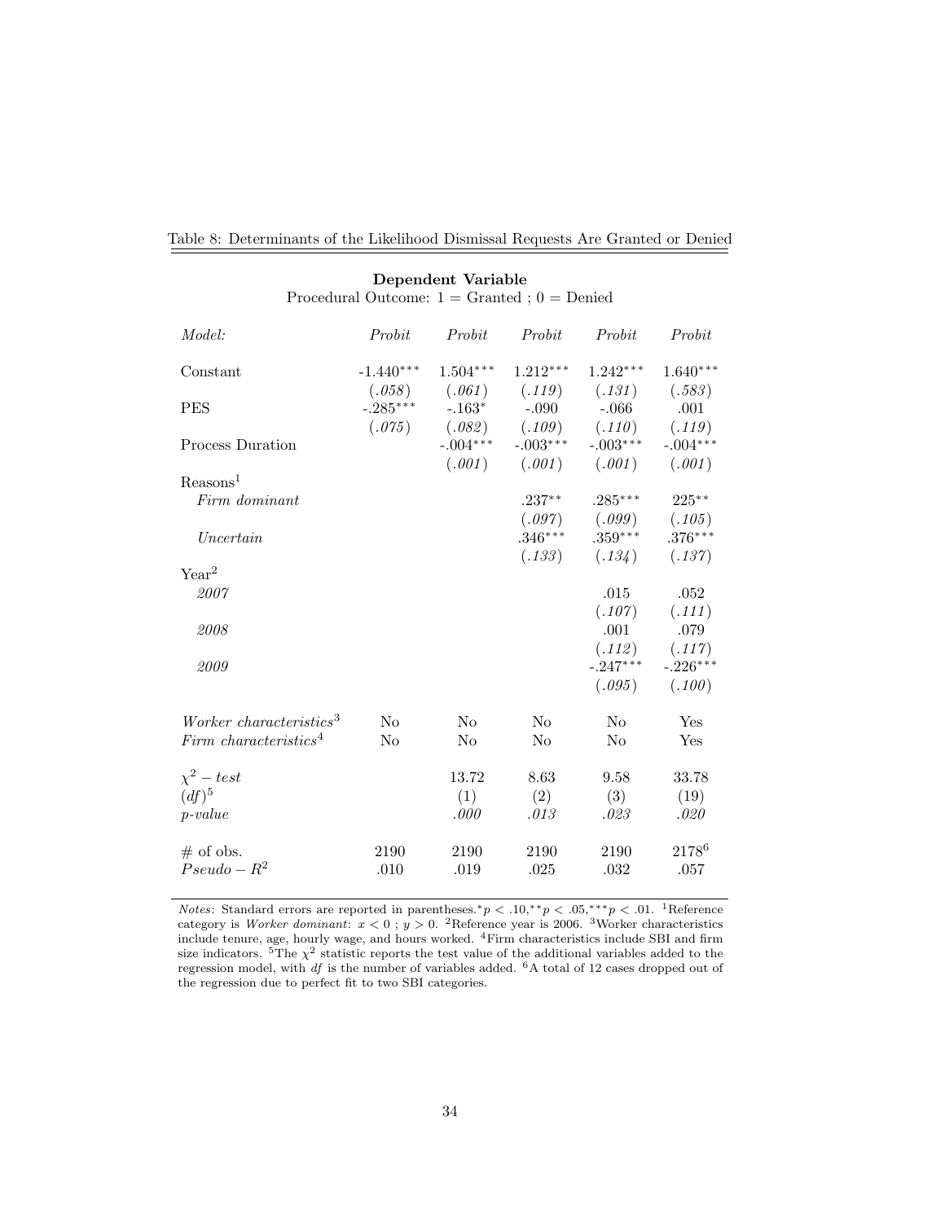Table 8: Determinants of the Likelihood Dismissal Requests Are Granted or Denied

**Dependent Variable**
Procedural Outcome: 1 = Granted ; 0 = Denied

| *Model:* | *Probit* | *Probit* | *Probit* | *Probit* | *Probit* |
|---|---|---|---|---|---|
| Constant | -1.440*** | 1.504*** | 1.212*** | 1.242*** | 1.640*** |
| | (*.058*) | (*.061*) | (*.119*) | (*.131*) | (*.583*) |
| PES | -.285*** | -.163* | -.090 | -.066 | .001 |
| | (*.075*) | (*.082*) | (*.109*) | (*.110*) | (*.119*) |
| Process Duration | | -.004*** | -.003*** | -.003*** | -.004*** |
| | | (*.001*) | (*.001*) | (*.001*) | (*.001*) |
| Reasons[1] | | | | | |
| *Firm dominant* | | | .237** | .285*** | 225** |
| | | | (*.097*) | (*.099*) | (*.105*) |
| *Uncertain* | | | .346*** | .359*** | .376*** |
| | | | (*.133*) | (*.134*) | (*.137*) |
| Year[2] | | | | | |
| *2007* | | | | .015 | .052 |
| | | | | (*.107*) | (*.111*) |
| *2008* | | | | .001 | .079 |
| | | | | (*.112*) | (*.117*) |
| *2009* | | | | -.247*** | -.226*** |
| | | | | (*.095*) | (*.100*) |
| *Worker characteristics*[3] | No | No | No | No | Yes |
| *Firm characteristics*[4] | No | No | No | No | Yes |
| $\chi^2 - test$ | | 13.72 | 8.63 | 9.58 | 33.78 |
| $(df)$[5] | | (1) | (2) | (3) | (19) |
| *p-value* | | *.000* | *.013* | *.023* | *.020* |
| # of obs. | 2190 | 2190 | 2190 | 2190 | 2178[6] |
| $Pseudo-R^2$ | .010 | .019 | .025 | .032 | .057 |

*Notes*: Standard errors are reported in parentheses.$^{*}p < .10$,$^{**}p < .05$,$^{***}p < .01$. [1]Reference category is *Worker dominant*: $x < 0$ ; $y > 0$. [2]Reference year is 2006. [3]Worker characteristics include tenure, age, hourly wage, and hours worked. [4]Firm characteristics include SBI and firm size indicators. [5]The $\chi^2$ statistic reports the test value of the additional variables added to the regression model, with *df* is the number of variables added. [6]A total of 12 cases dropped out of the regression due to perfect fit to two SBI categories.